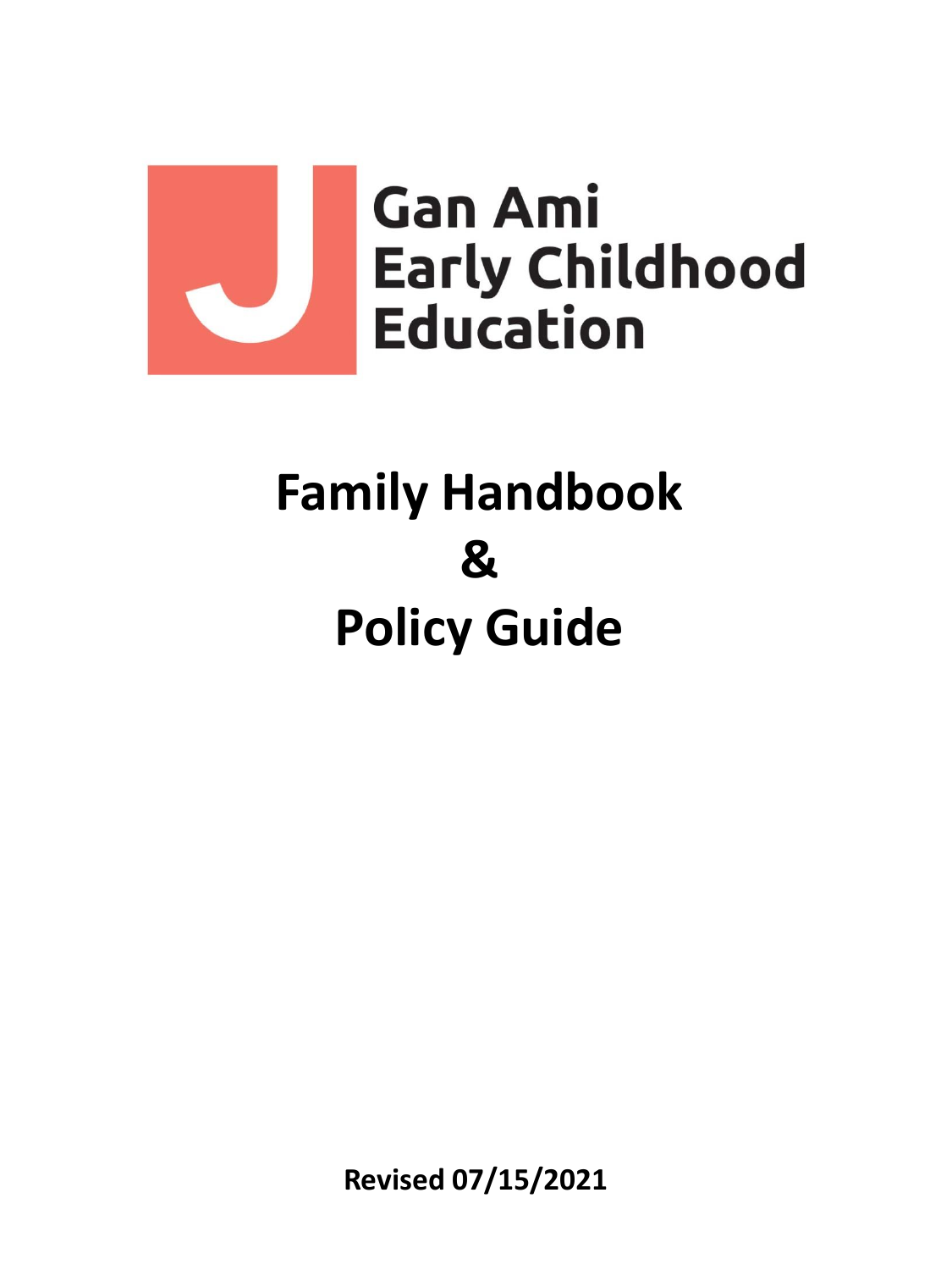Gan Ami
Early Childhood
Education

# Family Handbook
# &
# Policy Guide

**Revised 07/15/2021**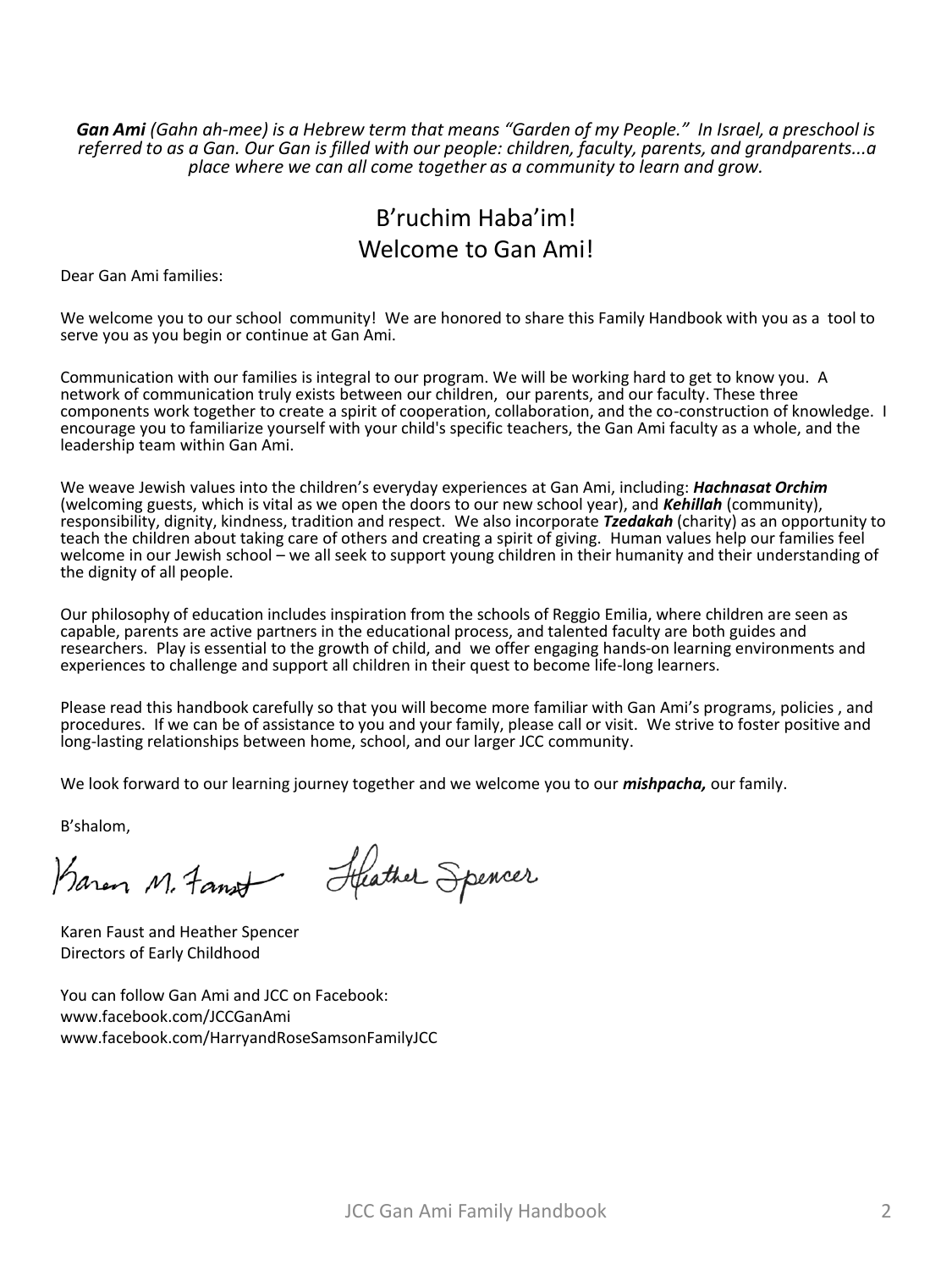***Gan Ami** (Gahn ah-mee) is a Hebrew term that means "Garden of my People." In Israel, a preschool is referred to as a Gan. Our Gan is filled with our people: children, faculty, parents, and grandparents...a place where we can all come together as a community to learn and grow.*

# B'ruchim Haba'im!
# Welcome to Gan Ami!

Dear Gan Ami families:

We welcome you to our school community! We are honored to share this Family Handbook with you as a tool to serve you as you begin or continue at Gan Ami.

Communication with our families is integral to our program. We will be working hard to get to know you. A network of communication truly exists between our children, our parents, and our faculty. These three components work together to create a spirit of cooperation, collaboration, and the co-construction of knowledge. I encourage you to familiarize yourself with your child's specific teachers, the Gan Ami faculty as a whole, and the leadership team within Gan Ami.

We weave Jewish values into the children's everyday experiences at Gan Ami, including: ***Hachnasat Orchim*** (welcoming guests, which is vital as we open the doors to our new school year), and ***Kehillah*** (community), responsibility, dignity, kindness, tradition and respect. We also incorporate ***Tzedakah*** (charity) as an opportunity to teach the children about taking care of others and creating a spirit of giving. Human values help our families feel welcome in our Jewish school – we all seek to support young children in their humanity and their understanding of the dignity of all people.

Our philosophy of education includes inspiration from the schools of Reggio Emilia, where children are seen as capable, parents are active partners in the educational process, and talented faculty are both guides and researchers. Play is essential to the growth of child, and we offer engaging hands-on learning environments and experiences to challenge and support all children in their quest to become life-long learners.

Please read this handbook carefully so that you will become more familiar with Gan Ami's programs, policies , and procedures. If we can be of assistance to you and your family, please call or visit. We strive to foster positive and long-lasting relationships between home, school, and our larger JCC community.

We look forward to our learning journey together and we welcome you to our ***mishpacha,*** our family.

B'shalom,

Karen M. Faust    Heather Spencer

Karen Faust and Heather Spencer
Directors of Early Childhood

You can follow Gan Ami and JCC on Facebook:
www.facebook.com/JCCGanAmi
www.facebook.com/HarryandRoseSamsonFamilyJCC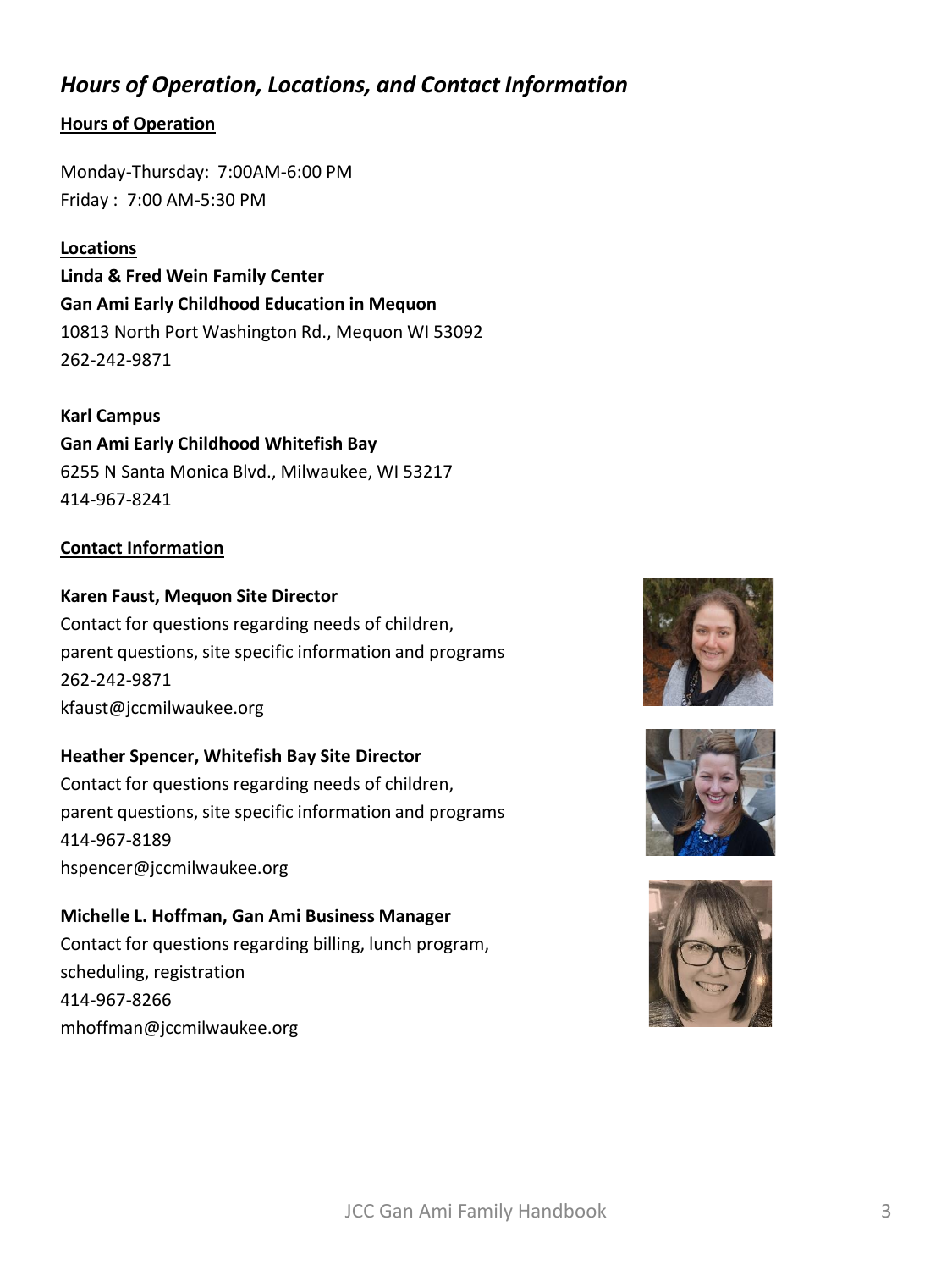## *Hours of Operation, Locations, and Contact Information*

### Hours of Operation

Monday-Thursday: 7:00AM-6:00 PM
Friday : 7:00 AM-5:30 PM

### Locations

**Linda & Fred Wein Family Center**
**Gan Ami Early Childhood Education in Mequon**
10813 North Port Washington Rd., Mequon WI 53092
262-242-9871

**Karl Campus**
**Gan Ami Early Childhood Whitefish Bay**
6255 N Santa Monica Blvd., Milwaukee, WI 53217
414-967-8241

### Contact Information

**Karen Faust, Mequon Site Director**
Contact for questions regarding needs of children, parent questions, site specific information and programs
262-242-9871
kfaust@jccmilwaukee.org

**Heather Spencer, Whitefish Bay Site Director**
Contact for questions regarding needs of children, parent questions, site specific information and programs
414-967-8189
hspencer@jccmilwaukee.org

**Michelle L. Hoffman, Gan Ami Business Manager**
Contact for questions regarding billing, lunch program, scheduling, registration
414-967-8266
mhoffman@jccmilwaukee.org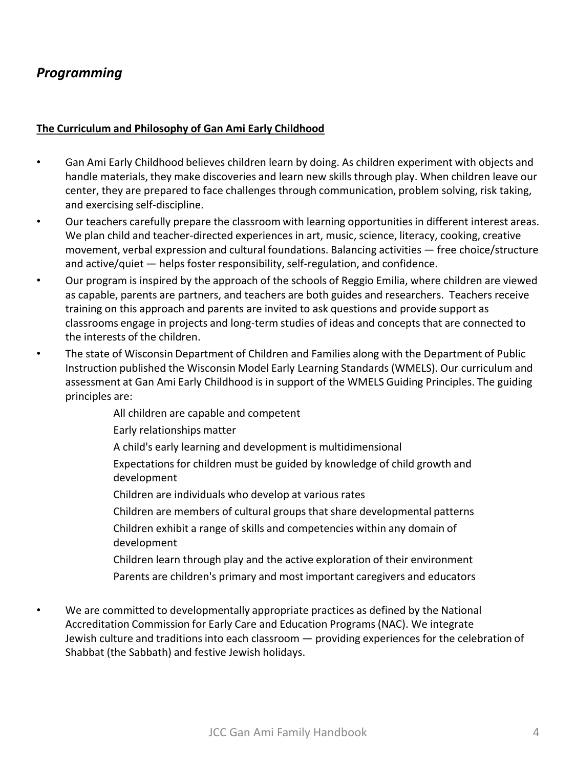## *Programming*

**The Curriculum and Philosophy of Gan Ami Early Childhood**

- Gan Ami Early Childhood believes children learn by doing. As children experiment with objects and handle materials, they make discoveries and learn new skills through play. When children leave our center, they are prepared to face challenges through communication, problem solving, risk taking, and exercising self-discipline.
- Our teachers carefully prepare the classroom with learning opportunities in different interest areas. We plan child and teacher-directed experiences in art, music, science, literacy, cooking, creative movement, verbal expression and cultural foundations. Balancing activities — free choice/structure and active/quiet — helps foster responsibility, self-regulation, and confidence.
- Our program is inspired by the approach of the schools of Reggio Emilia, where children are viewed as capable, parents are partners, and teachers are both guides and researchers. Teachers receive training on this approach and parents are invited to ask questions and provide support as classrooms engage in projects and long-term studies of ideas and concepts that are connected to the interests of the children.
- The state of Wisconsin Department of Children and Families along with the Department of Public Instruction published the Wisconsin Model Early Learning Standards (WMELS). Our curriculum and assessment at Gan Ami Early Childhood is in support of the WMELS Guiding Principles. The guiding principles are:

  All children are capable and competent

  Early relationships matter

  A child's early learning and development is multidimensional

  Expectations for children must be guided by knowledge of child growth and development

  Children are individuals who develop at various rates

  Children are members of cultural groups that share developmental patterns

  Children exhibit a range of skills and competencies within any domain of development

  Children learn through play and the active exploration of their environment

  Parents are children's primary and most important caregivers and educators

- We are committed to developmentally appropriate practices as defined by the National Accreditation Commission for Early Care and Education Programs (NAC). We integrate Jewish culture and traditions into each classroom — providing experiences for the celebration of Shabbat (the Sabbath) and festive Jewish holidays.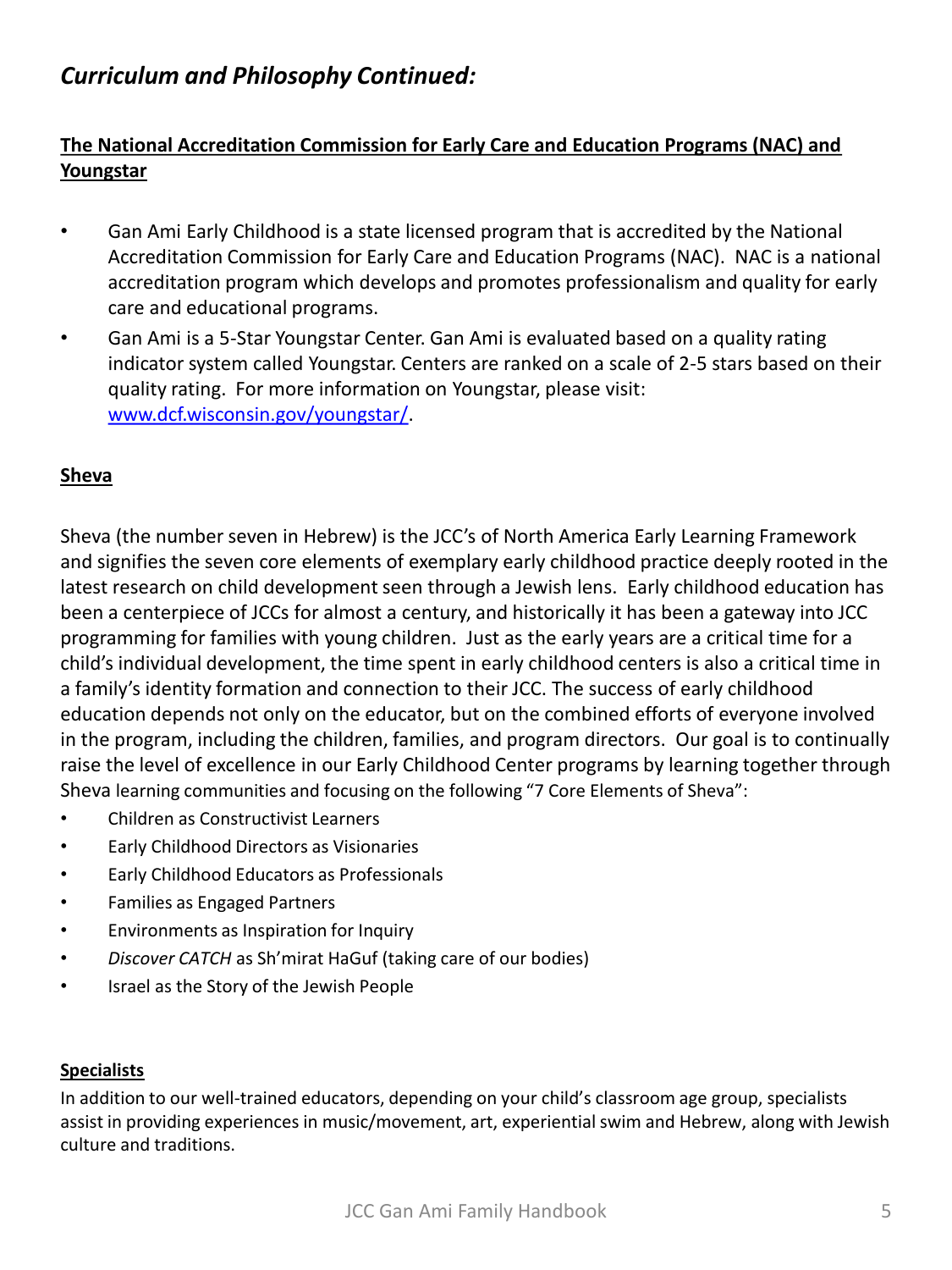## *Curriculum and Philosophy Continued:*

### The National Accreditation Commission for Early Care and Education Programs (NAC) and Youngstar

- Gan Ami Early Childhood is a state licensed program that is accredited by the National Accreditation Commission for Early Care and Education Programs (NAC). NAC is a national accreditation program which develops and promotes professionalism and quality for early care and educational programs.
- Gan Ami is a 5-Star Youngstar Center. Gan Ami is evaluated based on a quality rating indicator system called Youngstar. Centers are ranked on a scale of 2-5 stars based on their quality rating. For more information on Youngstar, please visit: [www.dcf.wisconsin.gov/youngstar/](www.dcf.wisconsin.gov/youngstar/).

### Sheva

Sheva (the number seven in Hebrew) is the JCC's of North America Early Learning Framework and signifies the seven core elements of exemplary early childhood practice deeply rooted in the latest research on child development seen through a Jewish lens. Early childhood education has been a centerpiece of JCCs for almost a century, and historically it has been a gateway into JCC programming for families with young children. Just as the early years are a critical time for a child's individual development, the time spent in early childhood centers is also a critical time in a family's identity formation and connection to their JCC. The success of early childhood education depends not only on the educator, but on the combined efforts of everyone involved in the program, including the children, families, and program directors. Our goal is to continually raise the level of excellence in our Early Childhood Center programs by learning together through Sheva learning communities and focusing on the following "7 Core Elements of Sheva":

- Children as Constructivist Learners
- Early Childhood Directors as Visionaries
- Early Childhood Educators as Professionals
- Families as Engaged Partners
- Environments as Inspiration for Inquiry
- *Discover CATCH* as Sh'mirat HaGuf (taking care of our bodies)
- Israel as the Story of the Jewish People

#### Specialists

In addition to our well-trained educators, depending on your child's classroom age group, specialists assist in providing experiences in music/movement, art, experiential swim and Hebrew, along with Jewish culture and traditions.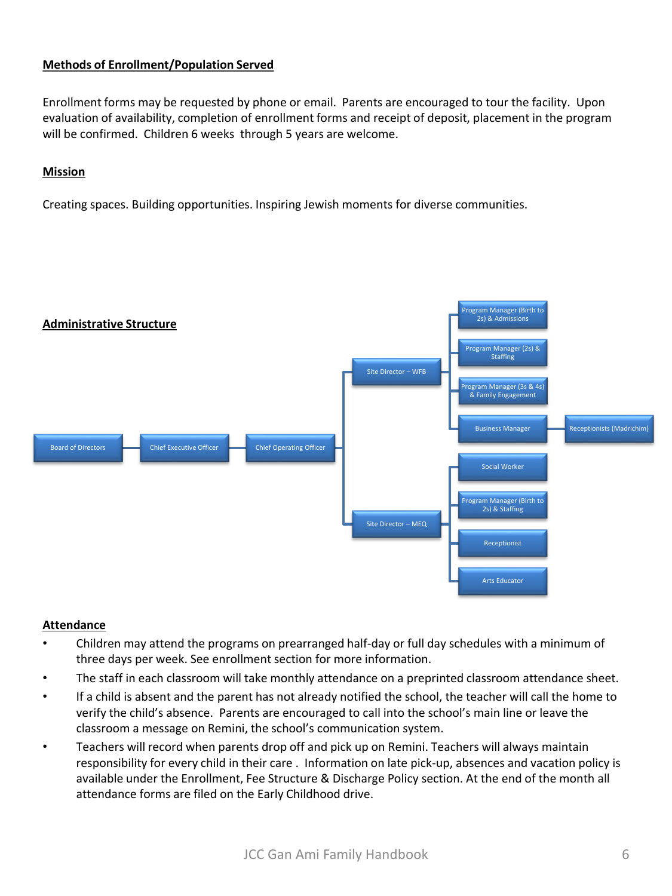## Methods of Enrollment/Population Served

Enrollment forms may be requested by phone or email. Parents are encouraged to tour the facility. Upon evaluation of availability, completion of enrollment forms and receipt of deposit, placement in the program will be confirmed. Children 6 weeks through 5 years are welcome.

## Mission

Creating spaces. Building opportunities. Inspiring Jewish moments for diverse communities.

## Administrative Structure

- Board of Directors
  - Chief Executive Officer
    - Chief Operating Officer
      - Site Director – WFB
        - Program Manager (Birth to 2s) & Admissions
        - Program Manager (2s) & Staffing
        - Program Manager (3s & 4s) & Family Engagement
        - Business Manager
          - Receptionists (Madrichim)
      - Site Director – MEQ
        - Social Worker
        - Program Manager (Birth to 2s) & Staffing
        - Receptionist
        - Arts Educator

## Attendance

- Children may attend the programs on prearranged half-day or full day schedules with a minimum of three days per week. See enrollment section for more information.
- The staff in each classroom will take monthly attendance on a preprinted classroom attendance sheet.
- If a child is absent and the parent has not already notified the school, the teacher will call the home to verify the child's absence. Parents are encouraged to call into the school's main line or leave the classroom a message on Remini, the school's communication system.
- Teachers will record when parents drop off and pick up on Remini. Teachers will always maintain responsibility for every child in their care . Information on late pick-up, absences and vacation policy is available under the Enrollment, Fee Structure & Discharge Policy section. At the end of the month all attendance forms are filed on the Early Childhood drive.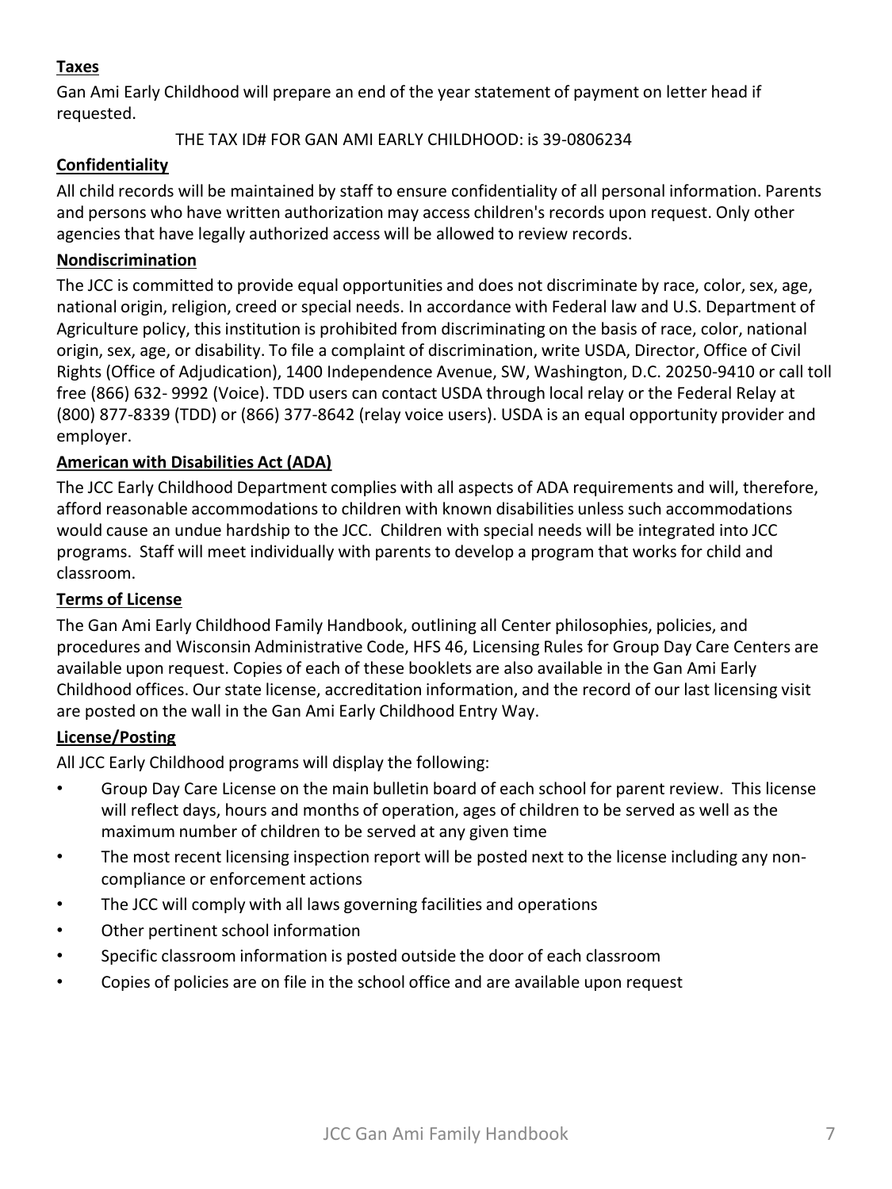**Taxes**

Gan Ami Early Childhood will prepare an end of the year statement of payment on letter head if requested.

THE TAX ID# FOR GAN AMI EARLY CHILDHOOD: is 39-0806234

**Confidentiality**

All child records will be maintained by staff to ensure confidentiality of all personal information. Parents and persons who have written authorization may access children's records upon request. Only other agencies that have legally authorized access will be allowed to review records.

**Nondiscrimination**

The JCC is committed to provide equal opportunities and does not discriminate by race, color, sex, age, national origin, religion, creed or special needs. In accordance with Federal law and U.S. Department of Agriculture policy, this institution is prohibited from discriminating on the basis of race, color, national origin, sex, age, or disability. To file a complaint of discrimination, write USDA, Director, Office of Civil Rights (Office of Adjudication), 1400 Independence Avenue, SW, Washington, D.C. 20250-9410 or call toll free (866) 632- 9992 (Voice). TDD users can contact USDA through local relay or the Federal Relay at (800) 877-8339 (TDD) or (866) 377-8642 (relay voice users). USDA is an equal opportunity provider and employer.

**American with Disabilities Act (ADA)**

The JCC Early Childhood Department complies with all aspects of ADA requirements and will, therefore, afford reasonable accommodations to children with known disabilities unless such accommodations would cause an undue hardship to the JCC. Children with special needs will be integrated into JCC programs. Staff will meet individually with parents to develop a program that works for child and classroom.

**Terms of License**

The Gan Ami Early Childhood Family Handbook, outlining all Center philosophies, policies, and procedures and Wisconsin Administrative Code, HFS 46, Licensing Rules for Group Day Care Centers are available upon request. Copies of each of these booklets are also available in the Gan Ami Early Childhood offices. Our state license, accreditation information, and the record of our last licensing visit are posted on the wall in the Gan Ami Early Childhood Entry Way.

**License/Posting**

All JCC Early Childhood programs will display the following:

- Group Day Care License on the main bulletin board of each school for parent review. This license will reflect days, hours and months of operation, ages of children to be served as well as the maximum number of children to be served at any given time
- The most recent licensing inspection report will be posted next to the license including any non-compliance or enforcement actions
- The JCC will comply with all laws governing facilities and operations
- Other pertinent school information
- Specific classroom information is posted outside the door of each classroom
- Copies of policies are on file in the school office and are available upon request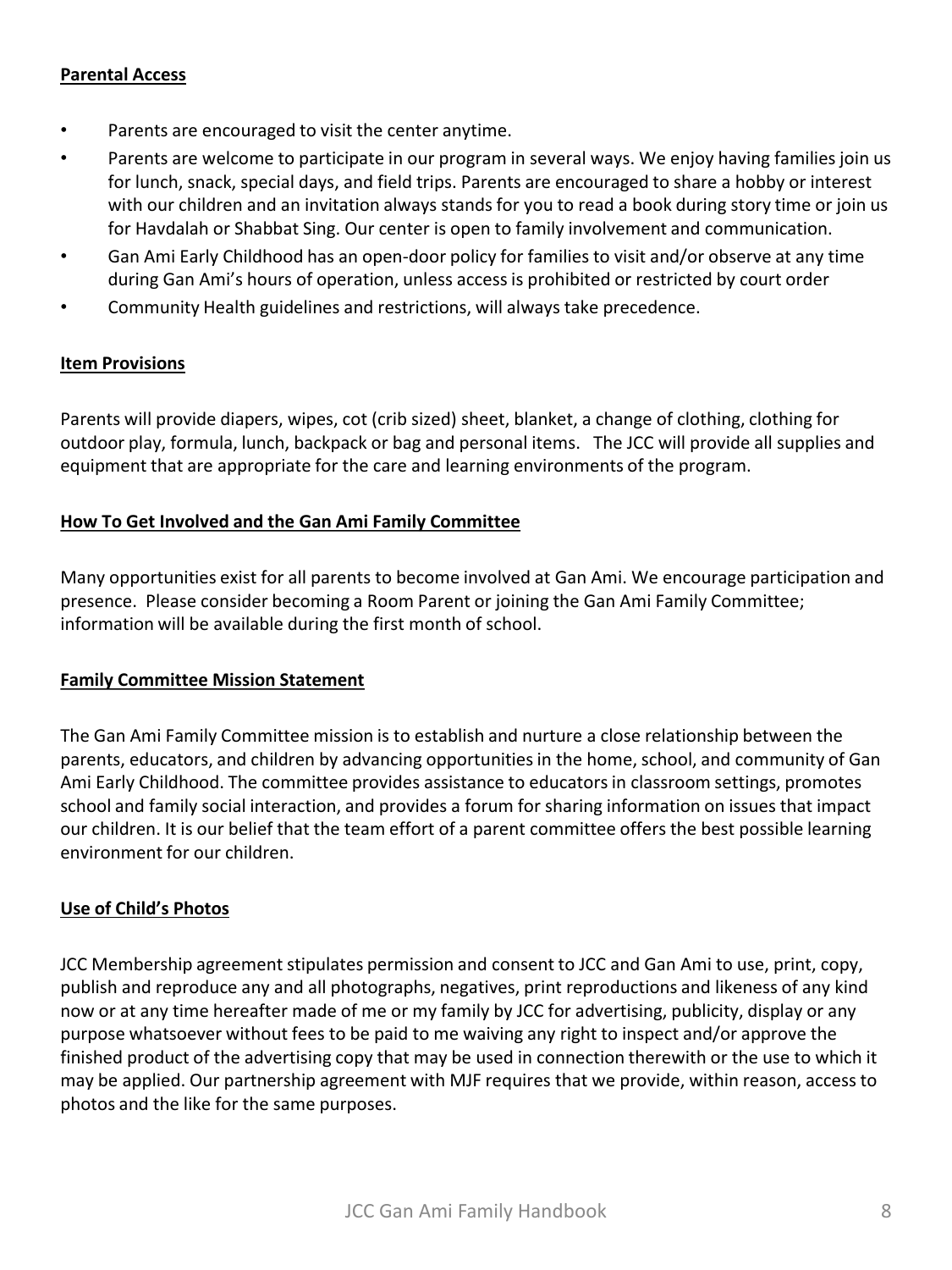## Parental Access

- Parents are encouraged to visit the center anytime.
- Parents are welcome to participate in our program in several ways. We enjoy having families join us for lunch, snack, special days, and field trips. Parents are encouraged to share a hobby or interest with our children and an invitation always stands for you to read a book during story time or join us for Havdalah or Shabbat Sing. Our center is open to family involvement and communication.
- Gan Ami Early Childhood has an open-door policy for families to visit and/or observe at any time during Gan Ami's hours of operation, unless access is prohibited or restricted by court order
- Community Health guidelines and restrictions, will always take precedence.

## Item Provisions

Parents will provide diapers, wipes, cot (crib sized) sheet, blanket, a change of clothing, clothing for outdoor play, formula, lunch, backpack or bag and personal items. The JCC will provide all supplies and equipment that are appropriate for the care and learning environments of the program.

## How To Get Involved and the Gan Ami Family Committee

Many opportunities exist for all parents to become involved at Gan Ami. We encourage participation and presence. Please consider becoming a Room Parent or joining the Gan Ami Family Committee; information will be available during the first month of school.

## Family Committee Mission Statement

The Gan Ami Family Committee mission is to establish and nurture a close relationship between the parents, educators, and children by advancing opportunities in the home, school, and community of Gan Ami Early Childhood. The committee provides assistance to educators in classroom settings, promotes school and family social interaction, and provides a forum for sharing information on issues that impact our children. It is our belief that the team effort of a parent committee offers the best possible learning environment for our children.

## Use of Child's Photos

JCC Membership agreement stipulates permission and consent to JCC and Gan Ami to use, print, copy, publish and reproduce any and all photographs, negatives, print reproductions and likeness of any kind now or at any time hereafter made of me or my family by JCC for advertising, publicity, display or any purpose whatsoever without fees to be paid to me waiving any right to inspect and/or approve the finished product of the advertising copy that may be used in connection therewith or the use to which it may be applied. Our partnership agreement with MJF requires that we provide, within reason, access to photos and the like for the same purposes.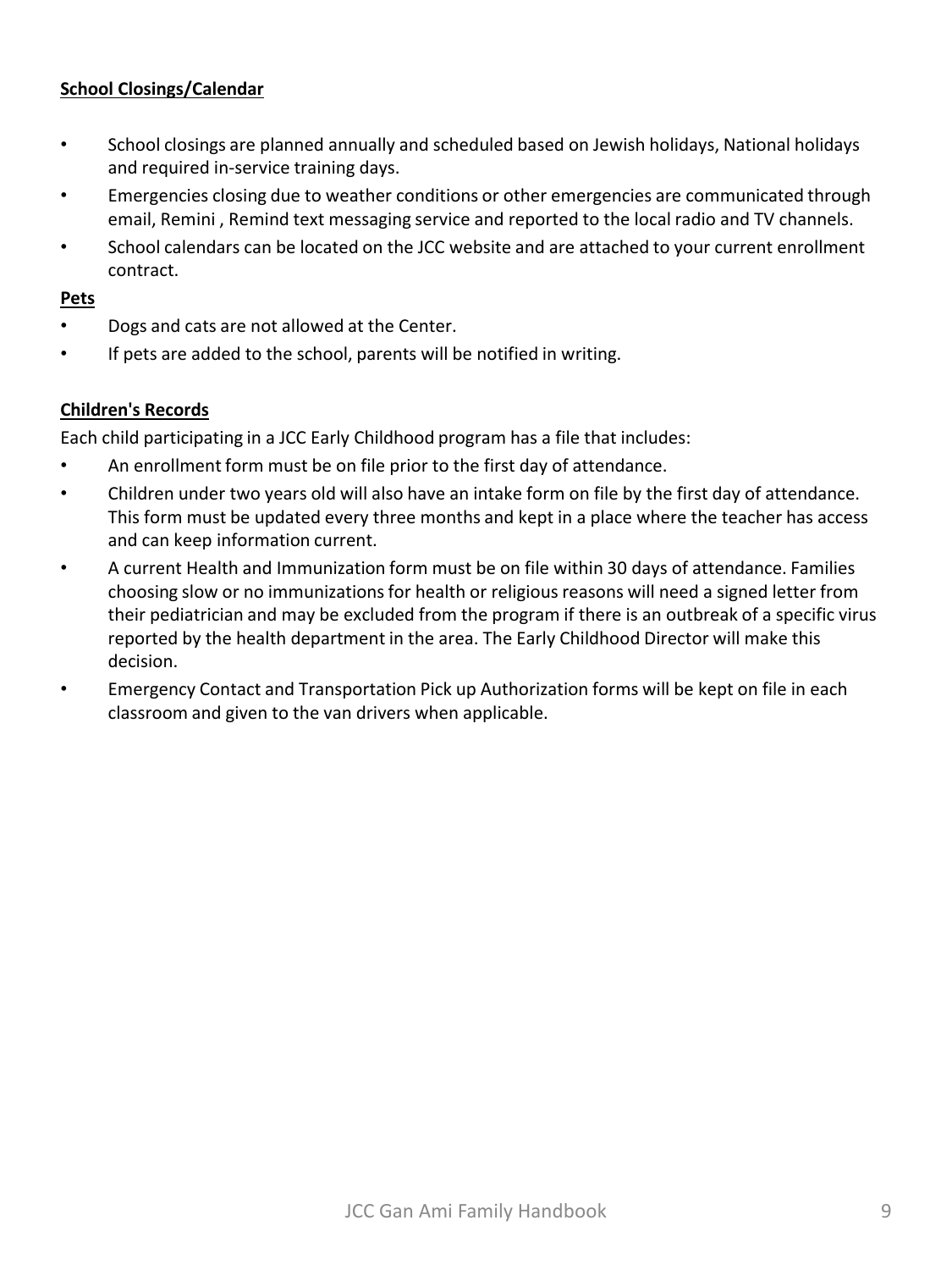**School Closings/Calendar**

- School closings are planned annually and scheduled based on Jewish holidays, National holidays and required in-service training days.
- Emergencies closing due to weather conditions or other emergencies are communicated through email, Remini , Remind text messaging service and reported to the local radio and TV channels.
- School calendars can be located on the JCC website and are attached to your current enrollment contract.

**Pets**

- Dogs and cats are not allowed at the Center.
- If pets are added to the school, parents will be notified in writing.

**Children's Records**

Each child participating in a JCC Early Childhood program has a file that includes:

- An enrollment form must be on file prior to the first day of attendance.
- Children under two years old will also have an intake form on file by the first day of attendance. This form must be updated every three months and kept in a place where the teacher has access and can keep information current.
- A current Health and Immunization form must be on file within 30 days of attendance. Families choosing slow or no immunizations for health or religious reasons will need a signed letter from their pediatrician and may be excluded from the program if there is an outbreak of a specific virus reported by the health department in the area. The Early Childhood Director will make this decision.
- Emergency Contact and Transportation Pick up Authorization forms will be kept on file in each classroom and given to the van drivers when applicable.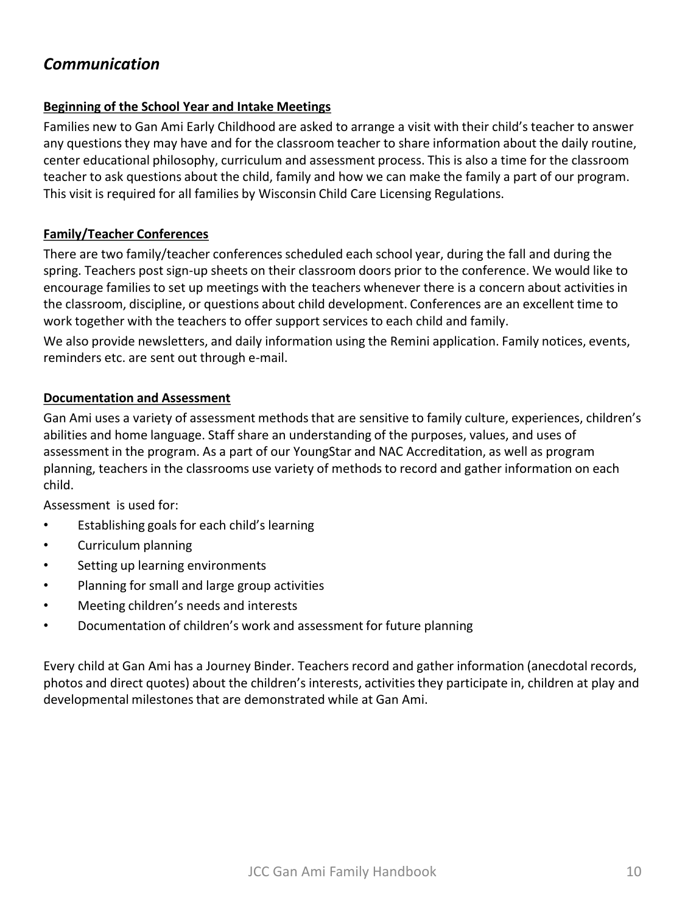## *Communication*

**Beginning of the School Year and Intake Meetings**

Families new to Gan Ami Early Childhood are asked to arrange a visit with their child's teacher to answer any questions they may have and for the classroom teacher to share information about the daily routine, center educational philosophy, curriculum and assessment process. This is also a time for the classroom teacher to ask questions about the child, family and how we can make the family a part of our program. This visit is required for all families by Wisconsin Child Care Licensing Regulations.

**Family/Teacher Conferences**

There are two family/teacher conferences scheduled each school year, during the fall and during the spring. Teachers post sign-up sheets on their classroom doors prior to the conference. We would like to encourage families to set up meetings with the teachers whenever there is a concern about activities in the classroom, discipline, or questions about child development. Conferences are an excellent time to work together with the teachers to offer support services to each child and family.

We also provide newsletters, and daily information using the Remini application. Family notices, events, reminders etc. are sent out through e-mail.

**Documentation and Assessment**

Gan Ami uses a variety of assessment methods that are sensitive to family culture, experiences, children's abilities and home language. Staff share an understanding of the purposes, values, and uses of assessment in the program. As a part of our YoungStar and NAC Accreditation, as well as program planning, teachers in the classrooms use variety of methods to record and gather information on each child.

Assessment is used for:

- Establishing goals for each child's learning
- Curriculum planning
- Setting up learning environments
- Planning for small and large group activities
- Meeting children's needs and interests
- Documentation of children's work and assessment for future planning

Every child at Gan Ami has a Journey Binder. Teachers record and gather information (anecdotal records, photos and direct quotes) about the children's interests, activities they participate in, children at play and developmental milestones that are demonstrated while at Gan Ami.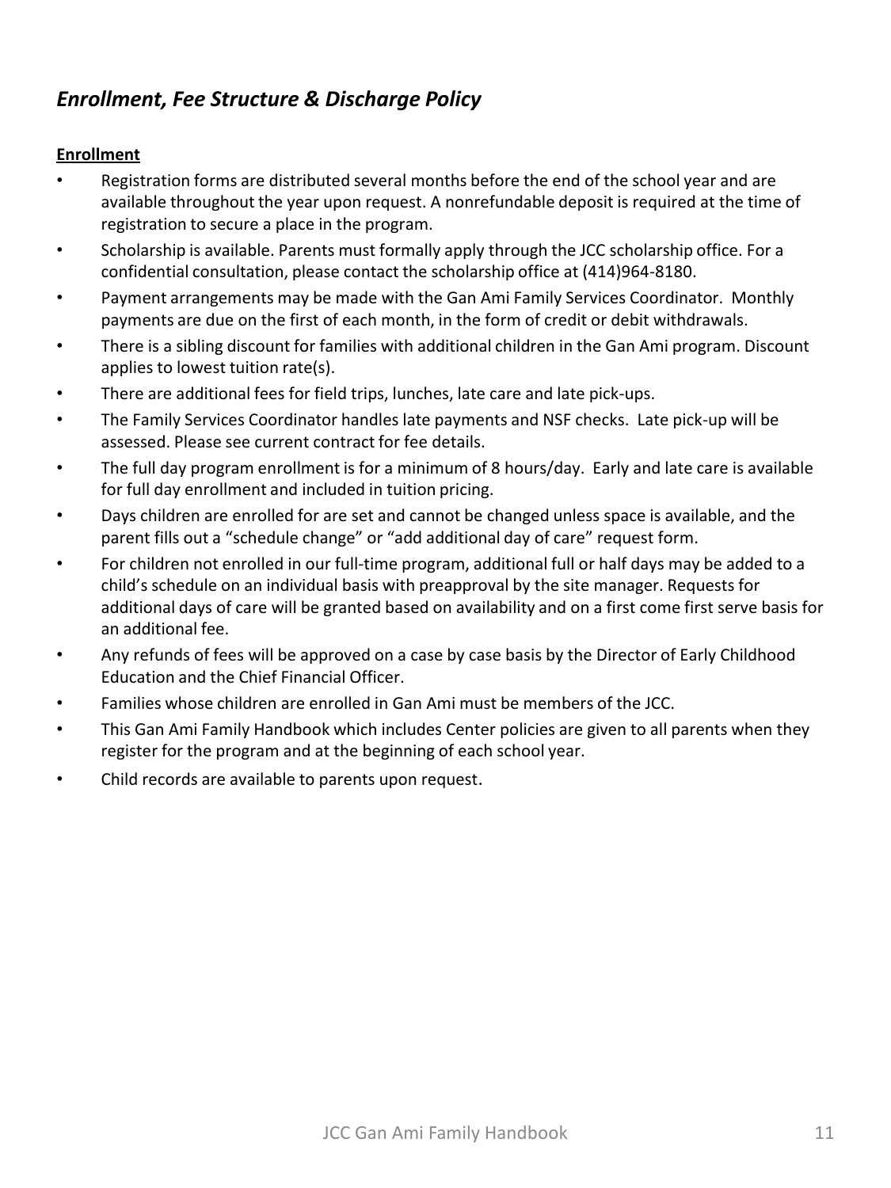## *Enrollment, Fee Structure & Discharge Policy*

**Enrollment**

- Registration forms are distributed several months before the end of the school year and are available throughout the year upon request. A nonrefundable deposit is required at the time of registration to secure a place in the program.
- Scholarship is available. Parents must formally apply through the JCC scholarship office. For a confidential consultation, please contact the scholarship office at (414)964-8180.
- Payment arrangements may be made with the Gan Ami Family Services Coordinator. Monthly payments are due on the first of each month, in the form of credit or debit withdrawals.
- There is a sibling discount for families with additional children in the Gan Ami program. Discount applies to lowest tuition rate(s).
- There are additional fees for field trips, lunches, late care and late pick-ups.
- The Family Services Coordinator handles late payments and NSF checks. Late pick-up will be assessed. Please see current contract for fee details.
- The full day program enrollment is for a minimum of 8 hours/day. Early and late care is available for full day enrollment and included in tuition pricing.
- Days children are enrolled for are set and cannot be changed unless space is available, and the parent fills out a "schedule change" or "add additional day of care" request form.
- For children not enrolled in our full-time program, additional full or half days may be added to a child's schedule on an individual basis with preapproval by the site manager. Requests for additional days of care will be granted based on availability and on a first come first serve basis for an additional fee.
- Any refunds of fees will be approved on a case by case basis by the Director of Early Childhood Education and the Chief Financial Officer.
- Families whose children are enrolled in Gan Ami must be members of the JCC.
- This Gan Ami Family Handbook which includes Center policies are given to all parents when they register for the program and at the beginning of each school year.
- Child records are available to parents upon request.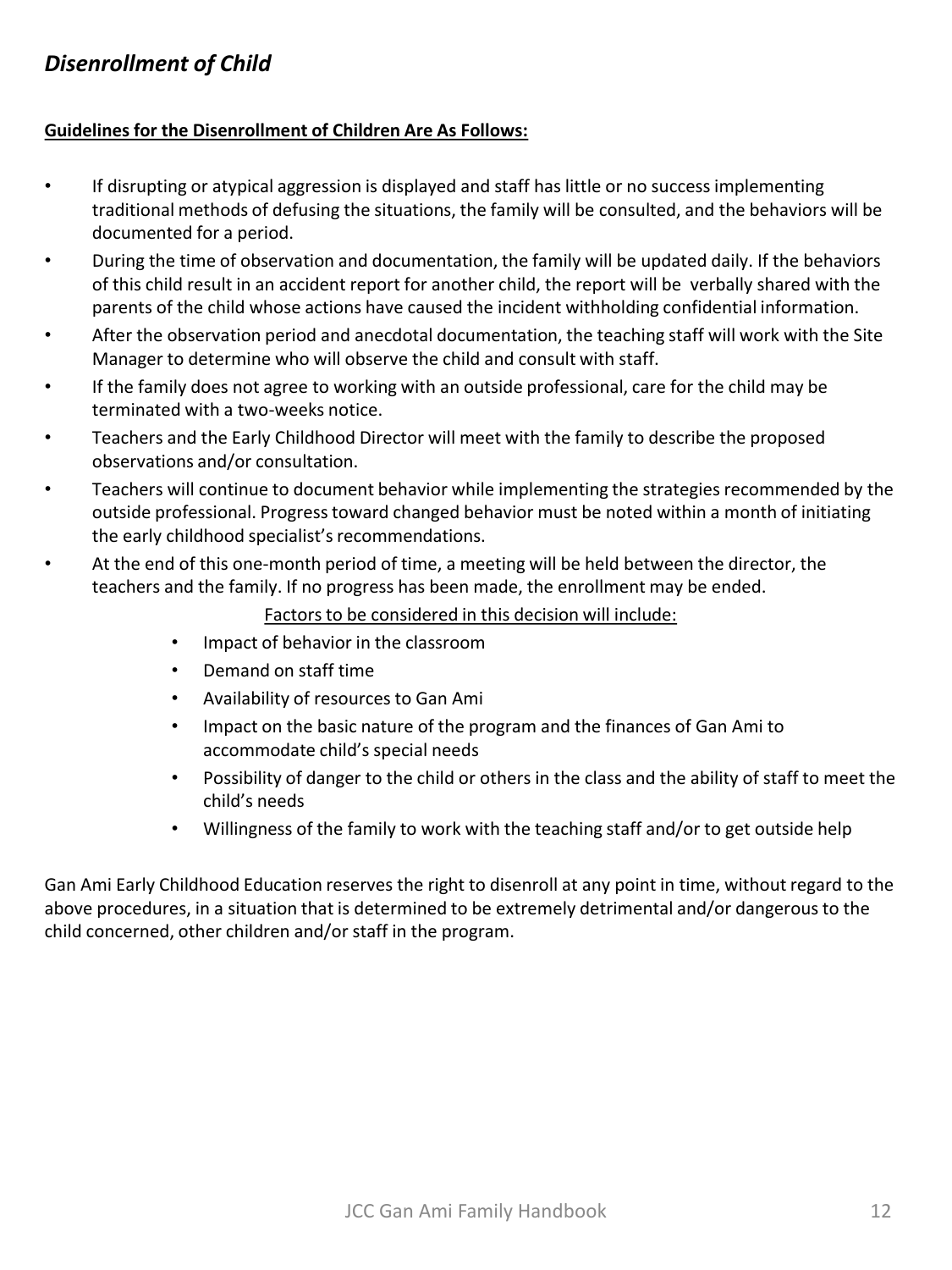## *Disenrollment of Child*

**<u>Guidelines for the Disenrollment of Children Are As Follows:</u>**

- If disrupting or atypical aggression is displayed and staff has little or no success implementing traditional methods of defusing the situations, the family will be consulted, and the behaviors will be documented for a period.
- During the time of observation and documentation, the family will be updated daily. If the behaviors of this child result in an accident report for another child, the report will be verbally shared with the parents of the child whose actions have caused the incident withholding confidential information.
- After the observation period and anecdotal documentation, the teaching staff will work with the Site Manager to determine who will observe the child and consult with staff.
- If the family does not agree to working with an outside professional, care for the child may be terminated with a two-weeks notice.
- Teachers and the Early Childhood Director will meet with the family to describe the proposed observations and/or consultation.
- Teachers will continue to document behavior while implementing the strategies recommended by the outside professional. Progress toward changed behavior must be noted within a month of initiating the early childhood specialist's recommendations.
- At the end of this one-month period of time, a meeting will be held between the director, the teachers and the family. If no progress has been made, the enrollment may be ended.

  <u>Factors to be considered in this decision will include:</u>

  - Impact of behavior in the classroom
  - Demand on staff time
  - Availability of resources to Gan Ami
  - Impact on the basic nature of the program and the finances of Gan Ami to accommodate child's special needs
  - Possibility of danger to the child or others in the class and the ability of staff to meet the child's needs
  - Willingness of the family to work with the teaching staff and/or to get outside help

Gan Ami Early Childhood Education reserves the right to disenroll at any point in time, without regard to the above procedures, in a situation that is determined to be extremely detrimental and/or dangerous to the child concerned, other children and/or staff in the program.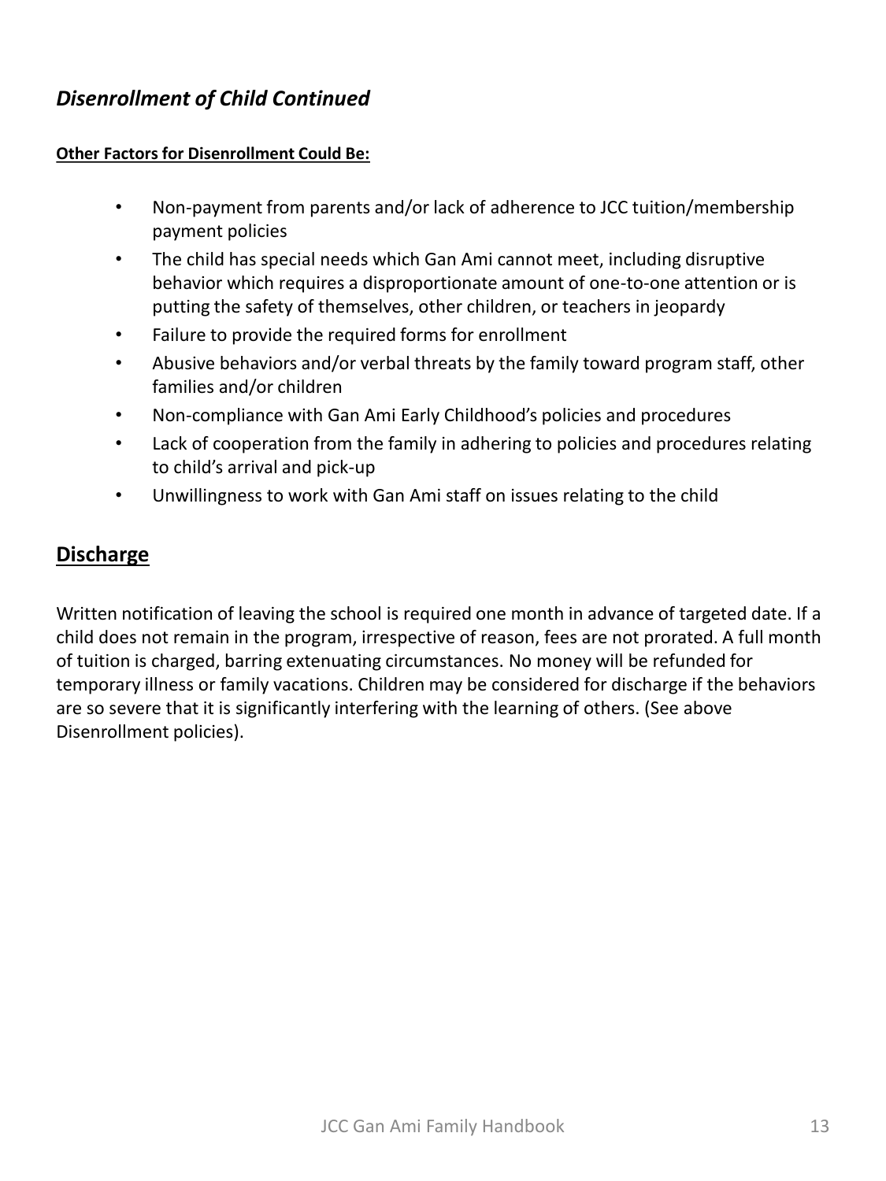## *Disenrollment of Child Continued*

**Other Factors for Disenrollment Could Be:**

- Non-payment from parents and/or lack of adherence to JCC tuition/membership payment policies
- The child has special needs which Gan Ami cannot meet, including disruptive behavior which requires a disproportionate amount of one-to-one attention or is putting the safety of themselves, other children, or teachers in jeopardy
- Failure to provide the required forms for enrollment
- Abusive behaviors and/or verbal threats by the family toward program staff, other families and/or children
- Non-compliance with Gan Ami Early Childhood's policies and procedures
- Lack of cooperation from the family in adhering to policies and procedures relating to child's arrival and pick-up
- Unwillingness to work with Gan Ami staff on issues relating to the child

## Discharge

Written notification of leaving the school is required one month in advance of targeted date. If a child does not remain in the program, irrespective of reason, fees are not prorated. A full month of tuition is charged, barring extenuating circumstances. No money will be refunded for temporary illness or family vacations. Children may be considered for discharge if the behaviors are so severe that it is significantly interfering with the learning of others. (See above Disenrollment policies).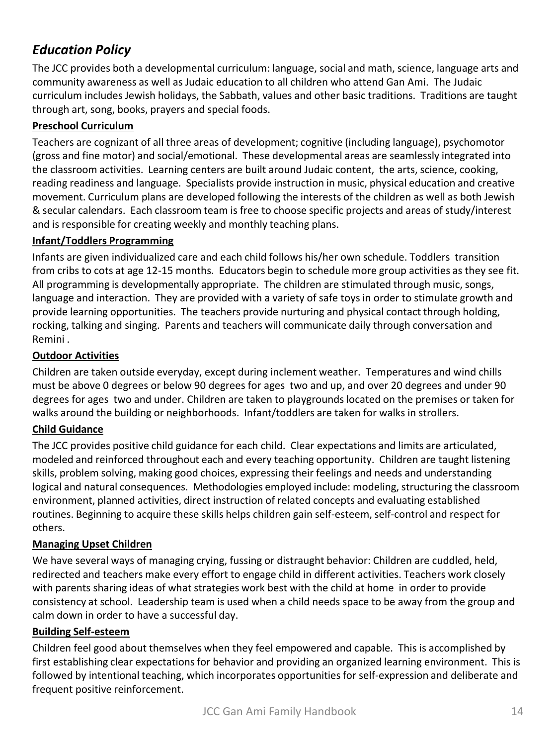## *Education Policy*

The JCC provides both a developmental curriculum: language, social and math, science, language arts and community awareness as well as Judaic education to all children who attend Gan Ami. The Judaic curriculum includes Jewish holidays, the Sabbath, values and other basic traditions. Traditions are taught through art, song, books, prayers and special foods.

### Preschool Curriculum

Teachers are cognizant of all three areas of development; cognitive (including language), psychomotor (gross and fine motor) and social/emotional. These developmental areas are seamlessly integrated into the classroom activities. Learning centers are built around Judaic content, the arts, science, cooking, reading readiness and language. Specialists provide instruction in music, physical education and creative movement. Curriculum plans are developed following the interests of the children as well as both Jewish & secular calendars. Each classroom team is free to choose specific projects and areas of study/interest and is responsible for creating weekly and monthly teaching plans.

### Infant/Toddlers Programming

Infants are given individualized care and each child follows his/her own schedule. Toddlers transition from cribs to cots at age 12-15 months. Educators begin to schedule more group activities as they see fit. All programming is developmentally appropriate. The children are stimulated through music, songs, language and interaction. They are provided with a variety of safe toys in order to stimulate growth and provide learning opportunities. The teachers provide nurturing and physical contact through holding, rocking, talking and singing. Parents and teachers will communicate daily through conversation and Remini .

### Outdoor Activities

Children are taken outside everyday, except during inclement weather. Temperatures and wind chills must be above 0 degrees or below 90 degrees for ages two and up, and over 20 degrees and under 90 degrees for ages two and under. Children are taken to playgrounds located on the premises or taken for walks around the building or neighborhoods. Infant/toddlers are taken for walks in strollers.

### Child Guidance

The JCC provides positive child guidance for each child. Clear expectations and limits are articulated, modeled and reinforced throughout each and every teaching opportunity. Children are taught listening skills, problem solving, making good choices, expressing their feelings and needs and understanding logical and natural consequences. Methodologies employed include: modeling, structuring the classroom environment, planned activities, direct instruction of related concepts and evaluating established routines. Beginning to acquire these skills helps children gain self-esteem, self-control and respect for others.

### Managing Upset Children

We have several ways of managing crying, fussing or distraught behavior: Children are cuddled, held, redirected and teachers make every effort to engage child in different activities. Teachers work closely with parents sharing ideas of what strategies work best with the child at home in order to provide consistency at school. Leadership team is used when a child needs space to be away from the group and calm down in order to have a successful day.

### Building Self-esteem

Children feel good about themselves when they feel empowered and capable. This is accomplished by first establishing clear expectations for behavior and providing an organized learning environment. This is followed by intentional teaching, which incorporates opportunities for self-expression and deliberate and frequent positive reinforcement.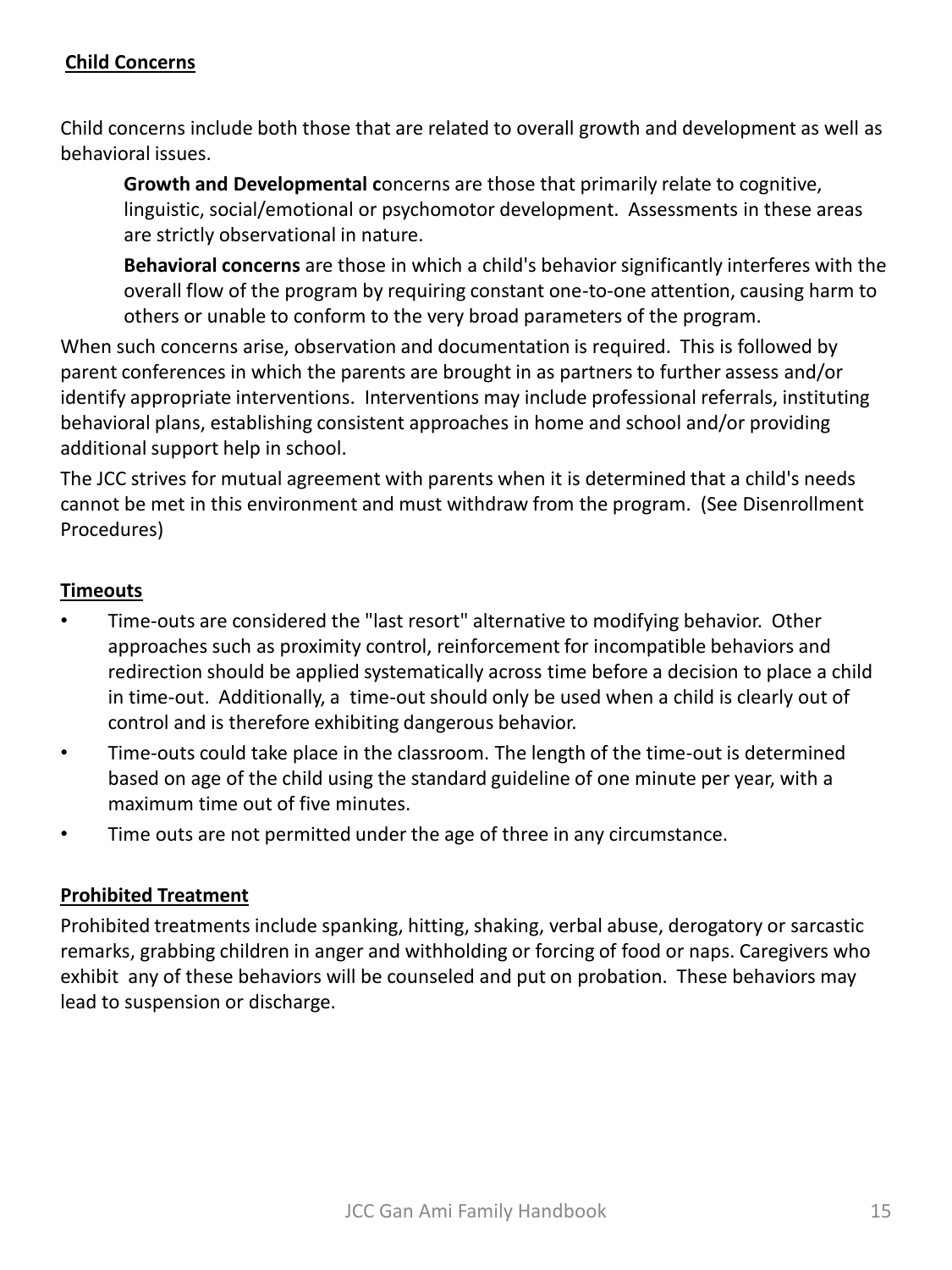**Child Concerns**

Child concerns include both those that are related to overall growth and development as well as behavioral issues.

> **Growth and Developmental c**oncerns are those that primarily relate to cognitive, linguistic, social/emotional or psychomotor development. Assessments in these areas are strictly observational in nature.
>
> **Behavioral concerns** are those in which a child's behavior significantly interferes with the overall flow of the program by requiring constant one-to-one attention, causing harm to others or unable to conform to the very broad parameters of the program.

When such concerns arise, observation and documentation is required. This is followed by parent conferences in which the parents are brought in as partners to further assess and/or identify appropriate interventions. Interventions may include professional referrals, instituting behavioral plans, establishing consistent approaches in home and school and/or providing additional support help in school.

The JCC strives for mutual agreement with parents when it is determined that a child's needs cannot be met in this environment and must withdraw from the program. (See Disenrollment Procedures)

**Timeouts**

- Time-outs are considered the "last resort" alternative to modifying behavior. Other approaches such as proximity control, reinforcement for incompatible behaviors and redirection should be applied systematically across time before a decision to place a child in time-out. Additionally, a time-out should only be used when a child is clearly out of control and is therefore exhibiting dangerous behavior.
- Time-outs could take place in the classroom. The length of the time-out is determined based on age of the child using the standard guideline of one minute per year, with a maximum time out of five minutes.
- Time outs are not permitted under the age of three in any circumstance.

**Prohibited Treatment**

Prohibited treatments include spanking, hitting, shaking, verbal abuse, derogatory or sarcastic remarks, grabbing children in anger and withholding or forcing of food or naps. Caregivers who exhibit any of these behaviors will be counseled and put on probation. These behaviors may lead to suspension or discharge.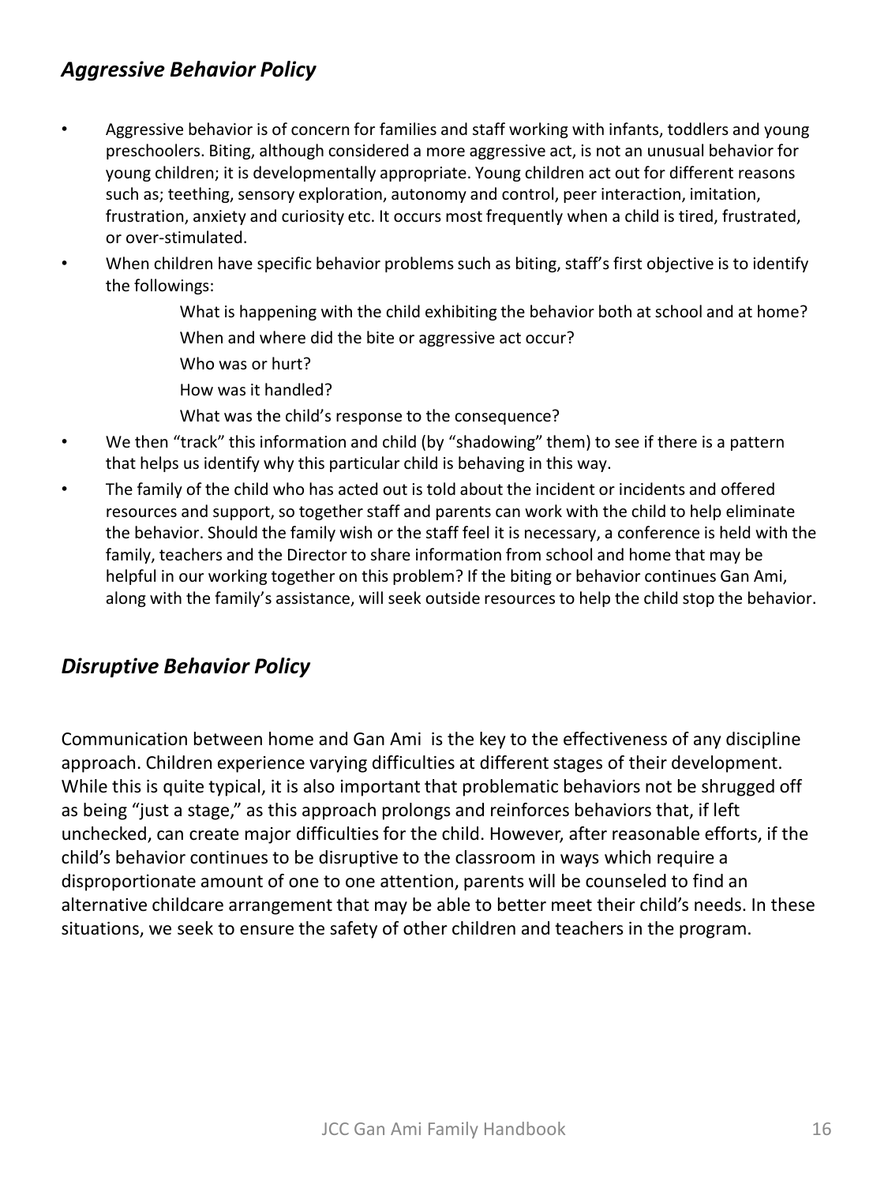## *Aggressive Behavior Policy*

- Aggressive behavior is of concern for families and staff working with infants, toddlers and young preschoolers. Biting, although considered a more aggressive act, is not an unusual behavior for young children; it is developmentally appropriate. Young children act out for different reasons such as; teething, sensory exploration, autonomy and control, peer interaction, imitation, frustration, anxiety and curiosity etc. It occurs most frequently when a child is tired, frustrated, or over-stimulated.
- When children have specific behavior problems such as biting, staff's first objective is to identify the followings:
  - What is happening with the child exhibiting the behavior both at school and at home?
  - When and where did the bite or aggressive act occur?
  - Who was or hurt?
  - How was it handled?
  - What was the child's response to the consequence?
- We then "track" this information and child (by "shadowing" them) to see if there is a pattern that helps us identify why this particular child is behaving in this way.
- The family of the child who has acted out is told about the incident or incidents and offered resources and support, so together staff and parents can work with the child to help eliminate the behavior. Should the family wish or the staff feel it is necessary, a conference is held with the family, teachers and the Director to share information from school and home that may be helpful in our working together on this problem? If the biting or behavior continues Gan Ami, along with the family's assistance, will seek outside resources to help the child stop the behavior.

## *Disruptive Behavior Policy*

Communication between home and Gan Ami is the key to the effectiveness of any discipline approach. Children experience varying difficulties at different stages of their development. While this is quite typical, it is also important that problematic behaviors not be shrugged off as being "just a stage," as this approach prolongs and reinforces behaviors that, if left unchecked, can create major difficulties for the child. However, after reasonable efforts, if the child's behavior continues to be disruptive to the classroom in ways which require a disproportionate amount of one to one attention, parents will be counseled to find an alternative childcare arrangement that may be able to better meet their child's needs. In these situations, we seek to ensure the safety of other children and teachers in the program.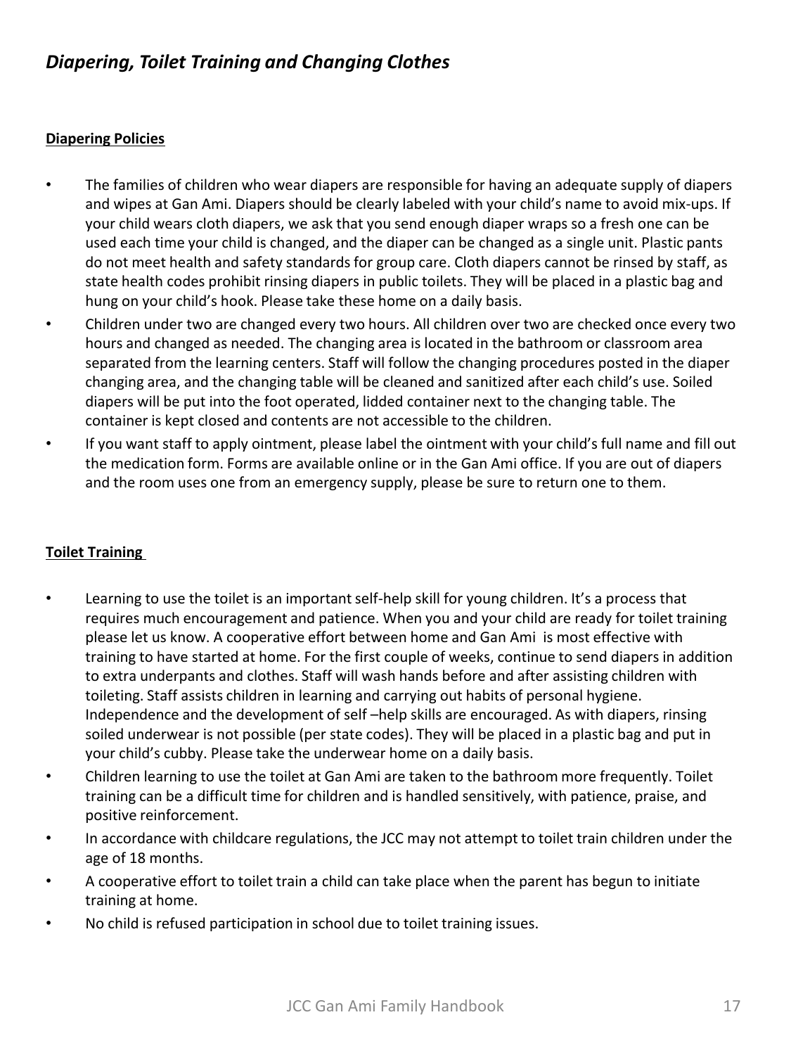## *Diapering, Toilet Training and Changing Clothes*

### Diapering Policies

- The families of children who wear diapers are responsible for having an adequate supply of diapers and wipes at Gan Ami. Diapers should be clearly labeled with your child's name to avoid mix-ups. If your child wears cloth diapers, we ask that you send enough diaper wraps so a fresh one can be used each time your child is changed, and the diaper can be changed as a single unit. Plastic pants do not meet health and safety standards for group care. Cloth diapers cannot be rinsed by staff, as state health codes prohibit rinsing diapers in public toilets. They will be placed in a plastic bag and hung on your child's hook. Please take these home on a daily basis.
- Children under two are changed every two hours. All children over two are checked once every two hours and changed as needed. The changing area is located in the bathroom or classroom area separated from the learning centers. Staff will follow the changing procedures posted in the diaper changing area, and the changing table will be cleaned and sanitized after each child's use. Soiled diapers will be put into the foot operated, lidded container next to the changing table. The container is kept closed and contents are not accessible to the children.
- If you want staff to apply ointment, please label the ointment with your child's full name and fill out the medication form. Forms are available online or in the Gan Ami office. If you are out of diapers and the room uses one from an emergency supply, please be sure to return one to them.

### Toilet Training

- Learning to use the toilet is an important self-help skill for young children. It's a process that requires much encouragement and patience. When you and your child are ready for toilet training please let us know. A cooperative effort between home and Gan Ami is most effective with training to have started at home. For the first couple of weeks, continue to send diapers in addition to extra underpants and clothes. Staff will wash hands before and after assisting children with toileting. Staff assists children in learning and carrying out habits of personal hygiene. Independence and the development of self –help skills are encouraged. As with diapers, rinsing soiled underwear is not possible (per state codes). They will be placed in a plastic bag and put in your child's cubby. Please take the underwear home on a daily basis.
- Children learning to use the toilet at Gan Ami are taken to the bathroom more frequently. Toilet training can be a difficult time for children and is handled sensitively, with patience, praise, and positive reinforcement.
- In accordance with childcare regulations, the JCC may not attempt to toilet train children under the age of 18 months.
- A cooperative effort to toilet train a child can take place when the parent has begun to initiate training at home.
- No child is refused participation in school due to toilet training issues.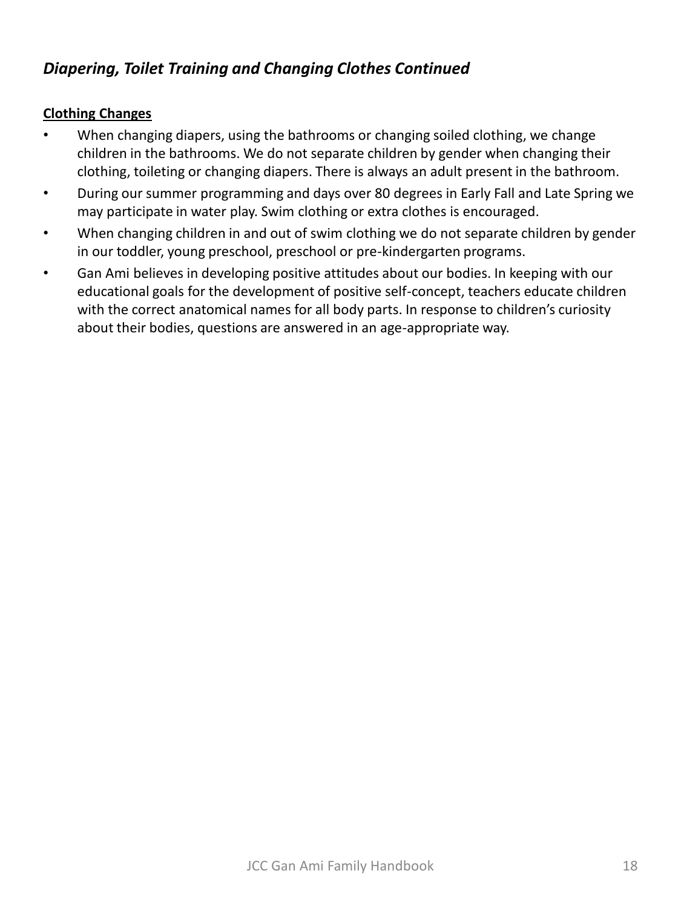### *Diapering, Toilet Training and Changing Clothes Continued*

**Clothing Changes**

- When changing diapers, using the bathrooms or changing soiled clothing, we change children in the bathrooms. We do not separate children by gender when changing their clothing, toileting or changing diapers. There is always an adult present in the bathroom.
- During our summer programming and days over 80 degrees in Early Fall and Late Spring we may participate in water play. Swim clothing or extra clothes is encouraged.
- When changing children in and out of swim clothing we do not separate children by gender in our toddler, young preschool, preschool or pre-kindergarten programs.
- Gan Ami believes in developing positive attitudes about our bodies. In keeping with our educational goals for the development of positive self-concept, teachers educate children with the correct anatomical names for all body parts. In response to children's curiosity about their bodies, questions are answered in an age-appropriate way.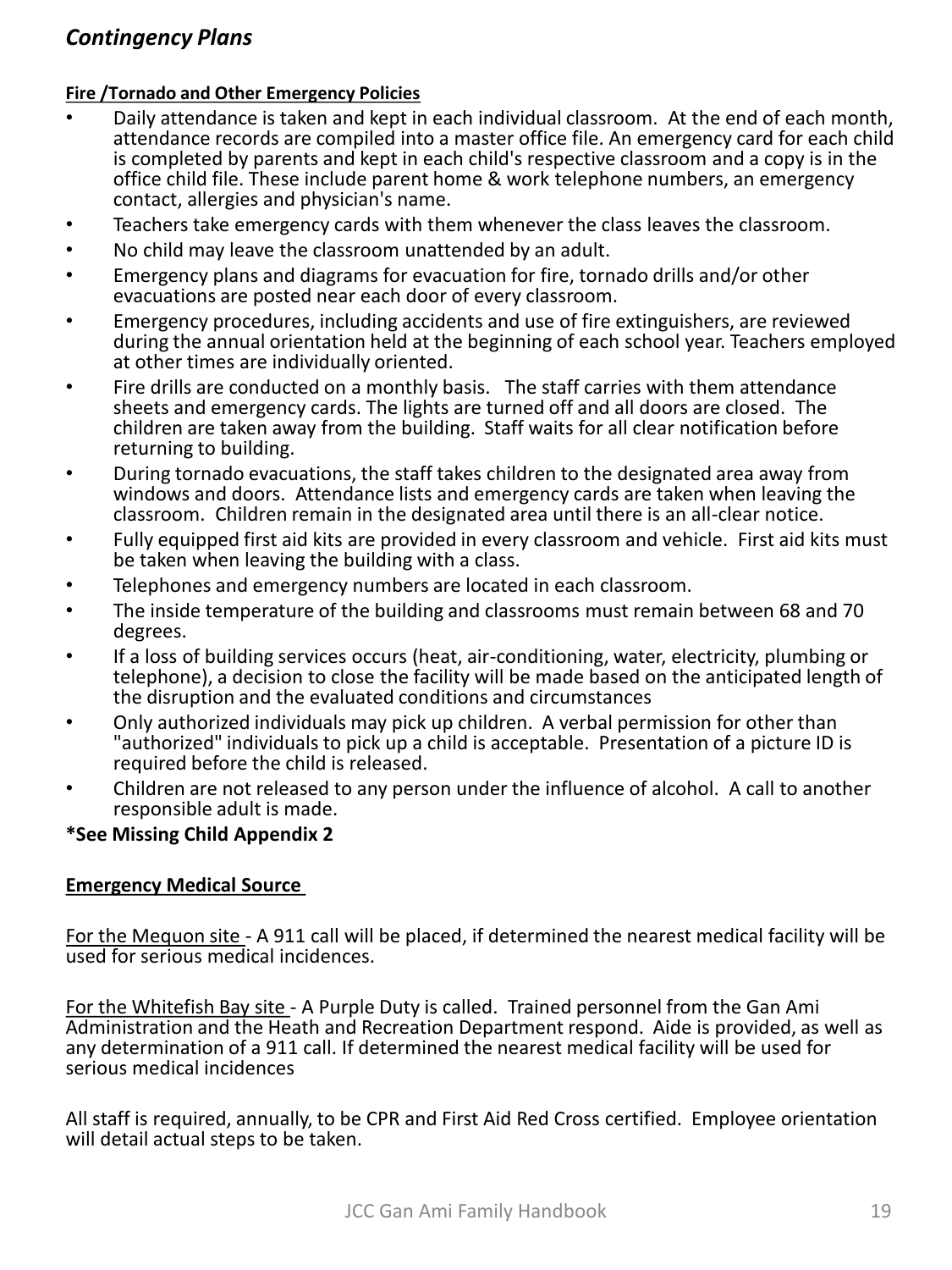## *Contingency Plans*

**Fire /Tornado and Other Emergency Policies**

- Daily attendance is taken and kept in each individual classroom. At the end of each month, attendance records are compiled into a master office file. An emergency card for each child is completed by parents and kept in each child's respective classroom and a copy is in the office child file. These include parent home & work telephone numbers, an emergency contact, allergies and physician's name.
- Teachers take emergency cards with them whenever the class leaves the classroom.
- No child may leave the classroom unattended by an adult.
- Emergency plans and diagrams for evacuation for fire, tornado drills and/or other evacuations are posted near each door of every classroom.
- Emergency procedures, including accidents and use of fire extinguishers, are reviewed during the annual orientation held at the beginning of each school year. Teachers employed at other times are individually oriented.
- Fire drills are conducted on a monthly basis. The staff carries with them attendance sheets and emergency cards. The lights are turned off and all doors are closed. The children are taken away from the building. Staff waits for all clear notification before returning to building.
- During tornado evacuations, the staff takes children to the designated area away from windows and doors. Attendance lists and emergency cards are taken when leaving the classroom. Children remain in the designated area until there is an all-clear notice.
- Fully equipped first aid kits are provided in every classroom and vehicle. First aid kits must be taken when leaving the building with a class.
- Telephones and emergency numbers are located in each classroom.
- The inside temperature of the building and classrooms must remain between 68 and 70 degrees.
- If a loss of building services occurs (heat, air-conditioning, water, electricity, plumbing or telephone), a decision to close the facility will be made based on the anticipated length of the disruption and the evaluated conditions and circumstances
- Only authorized individuals may pick up children. A verbal permission for other than "authorized" individuals to pick up a child is acceptable. Presentation of a picture ID is required before the child is released.
- Children are not released to any person under the influence of alcohol. A call to another responsible adult is made.

***See Missing Child Appendix 2**

**Emergency Medical Source**

For the Mequon site - A 911 call will be placed, if determined the nearest medical facility will be used for serious medical incidences.

For the Whitefish Bay site - A Purple Duty is called. Trained personnel from the Gan Ami Administration and the Heath and Recreation Department respond. Aide is provided, as well as any determination of a 911 call. If determined the nearest medical facility will be used for serious medical incidences

All staff is required, annually, to be CPR and First Aid Red Cross certified. Employee orientation will detail actual steps to be taken.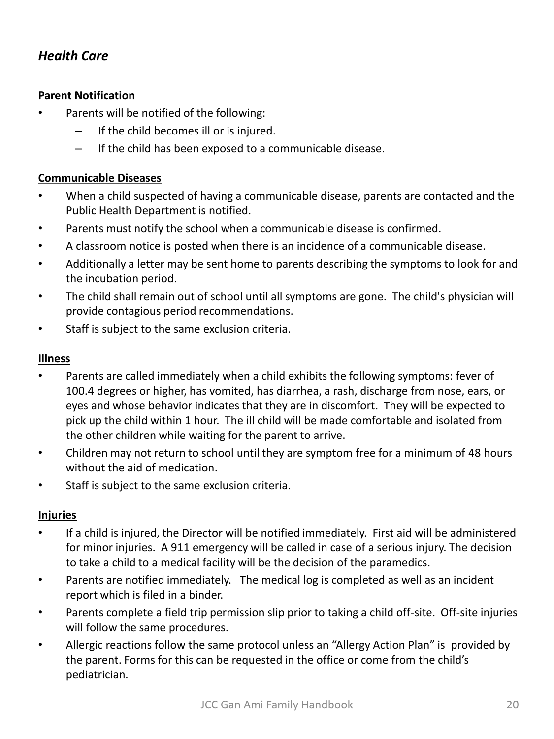## *Health Care*

**Parent Notification**

- Parents will be notified of the following:
  - If the child becomes ill or is injured.
  - If the child has been exposed to a communicable disease.

**Communicable Diseases**

- When a child suspected of having a communicable disease, parents are contacted and the Public Health Department is notified.
- Parents must notify the school when a communicable disease is confirmed.
- A classroom notice is posted when there is an incidence of a communicable disease.
- Additionally a letter may be sent home to parents describing the symptoms to look for and the incubation period.
- The child shall remain out of school until all symptoms are gone. The child's physician will provide contagious period recommendations.
- Staff is subject to the same exclusion criteria.

**Illness**

- Parents are called immediately when a child exhibits the following symptoms: fever of 100.4 degrees or higher, has vomited, has diarrhea, a rash, discharge from nose, ears, or eyes and whose behavior indicates that they are in discomfort. They will be expected to pick up the child within 1 hour. The ill child will be made comfortable and isolated from the other children while waiting for the parent to arrive.
- Children may not return to school until they are symptom free for a minimum of 48 hours without the aid of medication.
- Staff is subject to the same exclusion criteria.

**Injuries**

- If a child is injured, the Director will be notified immediately. First aid will be administered for minor injuries. A 911 emergency will be called in case of a serious injury. The decision to take a child to a medical facility will be the decision of the paramedics.
- Parents are notified immediately. The medical log is completed as well as an incident report which is filed in a binder.
- Parents complete a field trip permission slip prior to taking a child off-site. Off-site injuries will follow the same procedures.
- Allergic reactions follow the same protocol unless an "Allergy Action Plan" is provided by the parent. Forms for this can be requested in the office or come from the child's pediatrician.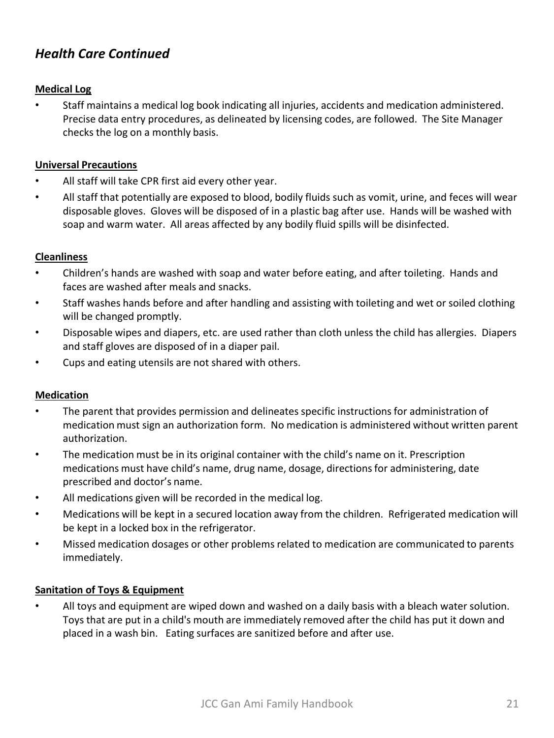## *Health Care Continued*

**Medical Log**

- Staff maintains a medical log book indicating all injuries, accidents and medication administered. Precise data entry procedures, as delineated by licensing codes, are followed. The Site Manager checks the log on a monthly basis.

**Universal Precautions**

- All staff will take CPR first aid every other year.
- All staff that potentially are exposed to blood, bodily fluids such as vomit, urine, and feces will wear disposable gloves. Gloves will be disposed of in a plastic bag after use. Hands will be washed with soap and warm water. All areas affected by any bodily fluid spills will be disinfected.

**Cleanliness**

- Children's hands are washed with soap and water before eating, and after toileting. Hands and faces are washed after meals and snacks.
- Staff washes hands before and after handling and assisting with toileting and wet or soiled clothing will be changed promptly.
- Disposable wipes and diapers, etc. are used rather than cloth unless the child has allergies. Diapers and staff gloves are disposed of in a diaper pail.
- Cups and eating utensils are not shared with others.

**Medication**

- The parent that provides permission and delineates specific instructions for administration of medication must sign an authorization form. No medication is administered without written parent authorization.
- The medication must be in its original container with the child's name on it. Prescription medications must have child's name, drug name, dosage, directions for administering, date prescribed and doctor's name.
- All medications given will be recorded in the medical log.
- Medications will be kept in a secured location away from the children. Refrigerated medication will be kept in a locked box in the refrigerator.
- Missed medication dosages or other problems related to medication are communicated to parents immediately.

**Sanitation of Toys & Equipment**

- All toys and equipment are wiped down and washed on a daily basis with a bleach water solution. Toys that are put in a child's mouth are immediately removed after the child has put it down and placed in a wash bin. Eating surfaces are sanitized before and after use.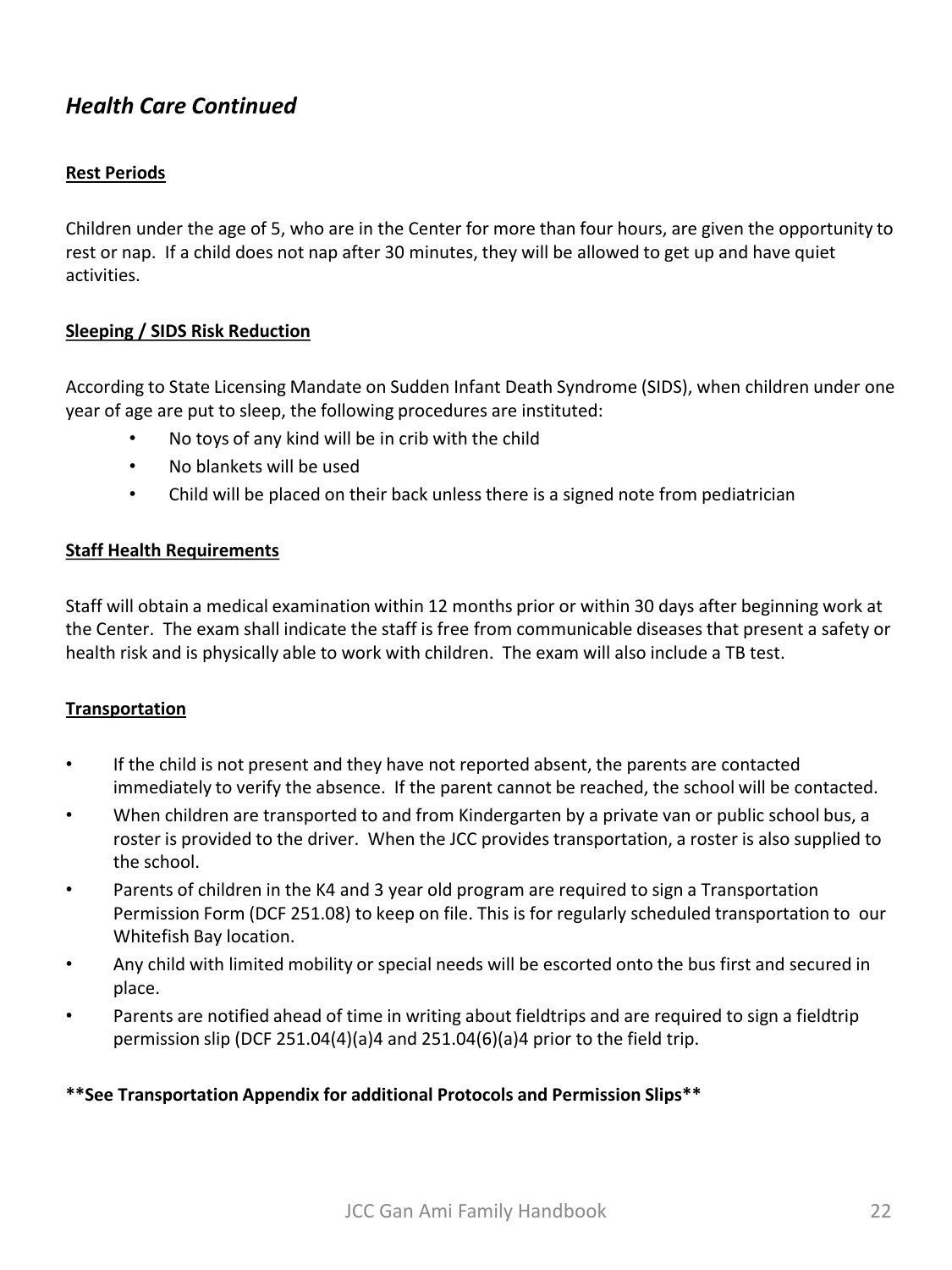## *Health Care Continued*

### Rest Periods

Children under the age of 5, who are in the Center for more than four hours, are given the opportunity to rest or nap. If a child does not nap after 30 minutes, they will be allowed to get up and have quiet activities.

### Sleeping / SIDS Risk Reduction

According to State Licensing Mandate on Sudden Infant Death Syndrome (SIDS), when children under one year of age are put to sleep, the following procedures are instituted:

- No toys of any kind will be in crib with the child
- No blankets will be used
- Child will be placed on their back unless there is a signed note from pediatrician

### Staff Health Requirements

Staff will obtain a medical examination within 12 months prior or within 30 days after beginning work at the Center. The exam shall indicate the staff is free from communicable diseases that present a safety or health risk and is physically able to work with children. The exam will also include a TB test.

### Transportation

- If the child is not present and they have not reported absent, the parents are contacted immediately to verify the absence. If the parent cannot be reached, the school will be contacted.
- When children are transported to and from Kindergarten by a private van or public school bus, a roster is provided to the driver. When the JCC provides transportation, a roster is also supplied to the school.
- Parents of children in the K4 and 3 year old program are required to sign a Transportation Permission Form (DCF 251.08) to keep on file. This is for regularly scheduled transportation to our Whitefish Bay location.
- Any child with limited mobility or special needs will be escorted onto the bus first and secured in place.
- Parents are notified ahead of time in writing about fieldtrips and are required to sign a fieldtrip permission slip (DCF 251.04(4)(a)4 and 251.04(6)(a)4 prior to the field trip.

**\*\*See Transportation Appendix for additional Protocols and Permission Slips\*\***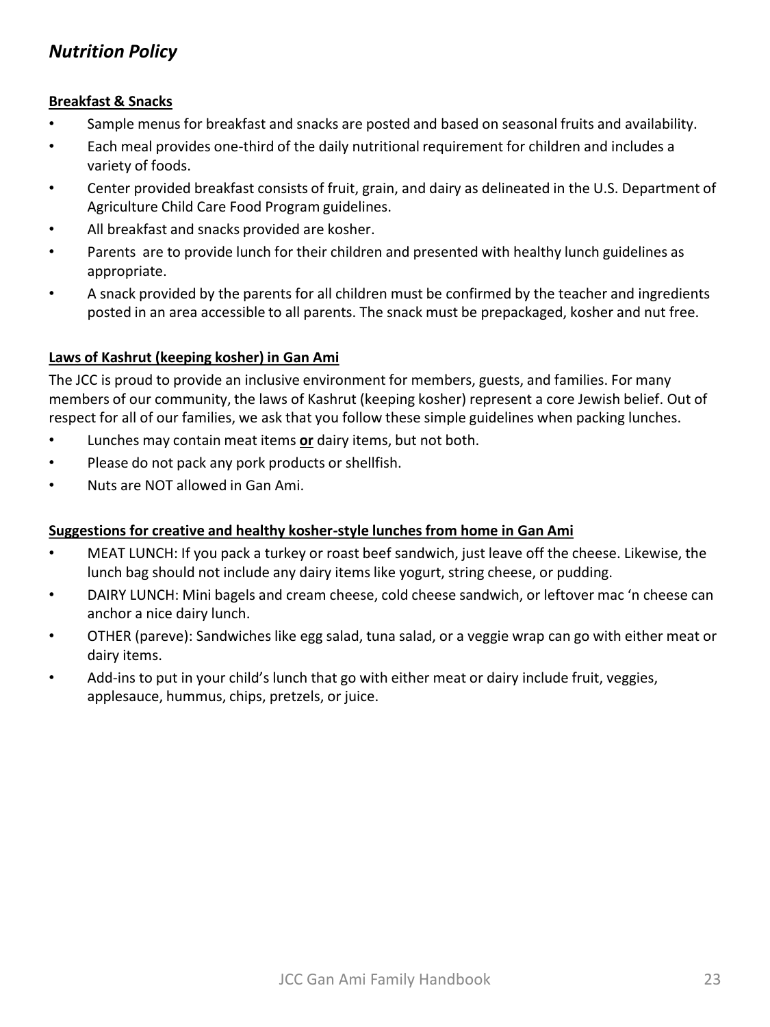## *Nutrition Policy*

**Breakfast & Snacks**

- Sample menus for breakfast and snacks are posted and based on seasonal fruits and availability.
- Each meal provides one-third of the daily nutritional requirement for children and includes a variety of foods.
- Center provided breakfast consists of fruit, grain, and dairy as delineated in the U.S. Department of Agriculture Child Care Food Program guidelines.
- All breakfast and snacks provided are kosher.
- Parents are to provide lunch for their children and presented with healthy lunch guidelines as appropriate.
- A snack provided by the parents for all children must be confirmed by the teacher and ingredients posted in an area accessible to all parents. The snack must be prepackaged, kosher and nut free.

**Laws of Kashrut (keeping kosher) in Gan Ami**

The JCC is proud to provide an inclusive environment for members, guests, and families. For many members of our community, the laws of Kashrut (keeping kosher) represent a core Jewish belief. Out of respect for all of our families, we ask that you follow these simple guidelines when packing lunches.

- Lunches may contain meat items **or** dairy items, but not both.
- Please do not pack any pork products or shellfish.
- Nuts are NOT allowed in Gan Ami.

**Suggestions for creative and healthy kosher-style lunches from home in Gan Ami**

- MEAT LUNCH: If you pack a turkey or roast beef sandwich, just leave off the cheese. Likewise, the lunch bag should not include any dairy items like yogurt, string cheese, or pudding.
- DAIRY LUNCH: Mini bagels and cream cheese, cold cheese sandwich, or leftover mac 'n cheese can anchor a nice dairy lunch.
- OTHER (pareve): Sandwiches like egg salad, tuna salad, or a veggie wrap can go with either meat or dairy items.
- Add-ins to put in your child's lunch that go with either meat or dairy include fruit, veggies, applesauce, hummus, chips, pretzels, or juice.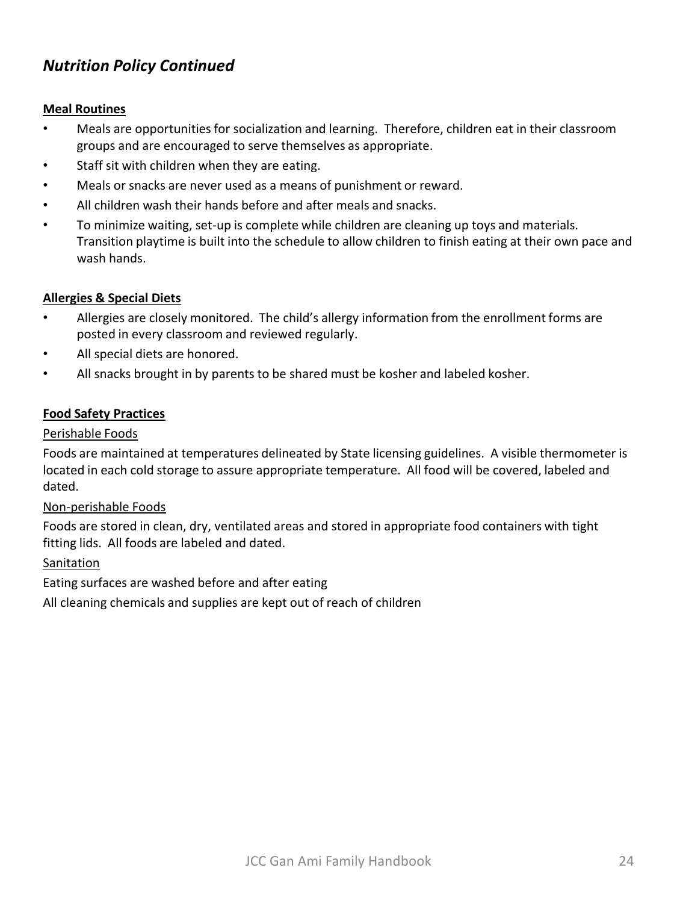## *Nutrition Policy Continued*

**Meal Routines**

- Meals are opportunities for socialization and learning. Therefore, children eat in their classroom groups and are encouraged to serve themselves as appropriate.
- Staff sit with children when they are eating.
- Meals or snacks are never used as a means of punishment or reward.
- All children wash their hands before and after meals and snacks.
- To minimize waiting, set-up is complete while children are cleaning up toys and materials. Transition playtime is built into the schedule to allow children to finish eating at their own pace and wash hands.

**Allergies & Special Diets**

- Allergies are closely monitored. The child's allergy information from the enrollment forms are posted in every classroom and reviewed regularly.
- All special diets are honored.
- All snacks brought in by parents to be shared must be kosher and labeled kosher.

**Food Safety Practices**

Perishable Foods

Foods are maintained at temperatures delineated by State licensing guidelines. A visible thermometer is located in each cold storage to assure appropriate temperature. All food will be covered, labeled and dated.

Non-perishable Foods

Foods are stored in clean, dry, ventilated areas and stored in appropriate food containers with tight fitting lids. All foods are labeled and dated.

Sanitation

Eating surfaces are washed before and after eating

All cleaning chemicals and supplies are kept out of reach of children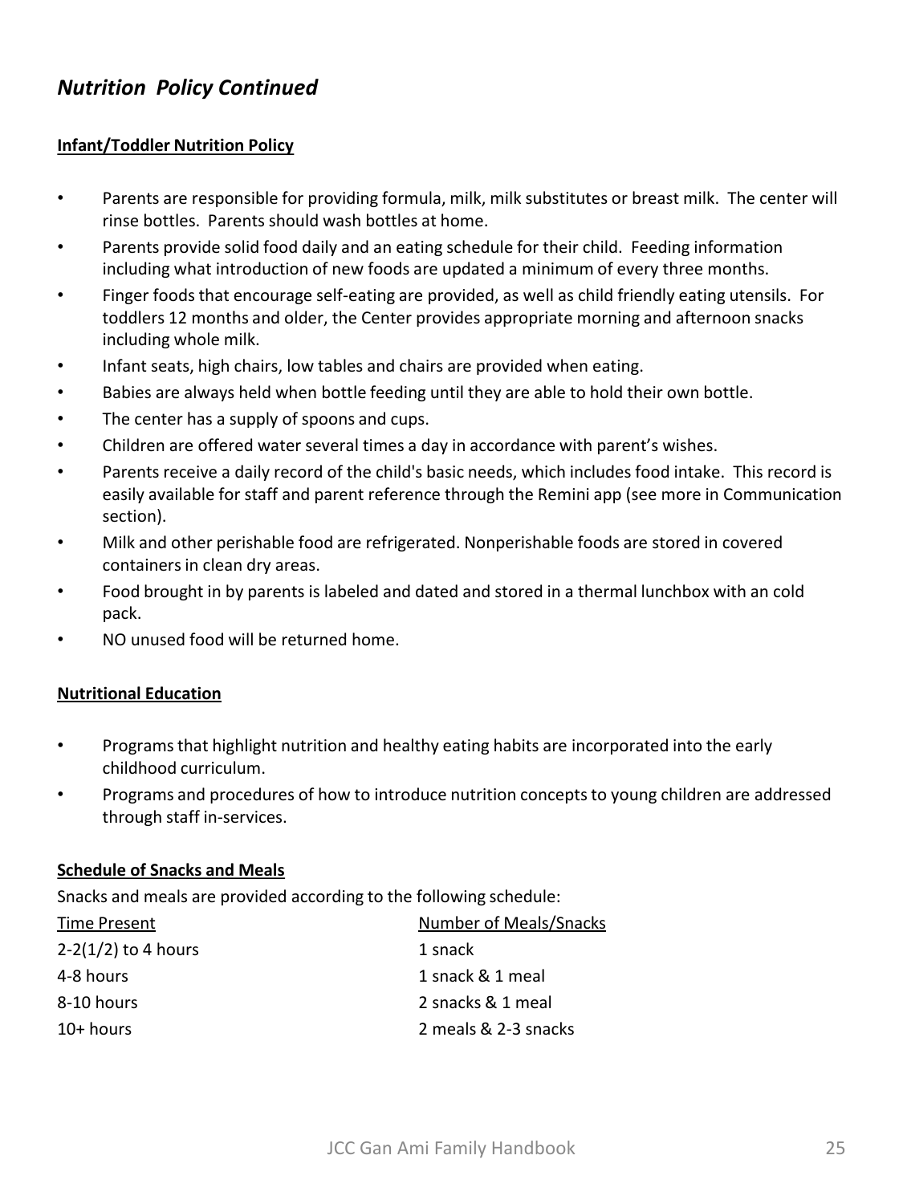## *Nutrition Policy Continued*

**Infant/Toddler Nutrition Policy**

- Parents are responsible for providing formula, milk, milk substitutes or breast milk. The center will rinse bottles. Parents should wash bottles at home.
- Parents provide solid food daily and an eating schedule for their child. Feeding information including what introduction of new foods are updated a minimum of every three months.
- Finger foods that encourage self-eating are provided, as well as child friendly eating utensils. For toddlers 12 months and older, the Center provides appropriate morning and afternoon snacks including whole milk.
- Infant seats, high chairs, low tables and chairs are provided when eating.
- Babies are always held when bottle feeding until they are able to hold their own bottle.
- The center has a supply of spoons and cups.
- Children are offered water several times a day in accordance with parent's wishes.
- Parents receive a daily record of the child's basic needs, which includes food intake. This record is easily available for staff and parent reference through the Remini app (see more in Communication section).
- Milk and other perishable food are refrigerated. Nonperishable foods are stored in covered containers in clean dry areas.
- Food brought in by parents is labeled and dated and stored in a thermal lunchbox with an cold pack.
- NO unused food will be returned home.

**Nutritional Education**

- Programs that highlight nutrition and healthy eating habits are incorporated into the early childhood curriculum.
- Programs and procedures of how to introduce nutrition concepts to young children are addressed through staff in-services.

**Schedule of Snacks and Meals**

Snacks and meals are provided according to the following schedule:

| Time Present | Number of Meals/Snacks |
|---|---|
| 2-2(1/2) to 4 hours | 1 snack |
| 4-8 hours | 1 snack & 1 meal |
| 8-10 hours | 2 snacks & 1 meal |
| 10+ hours | 2 meals & 2-3 snacks |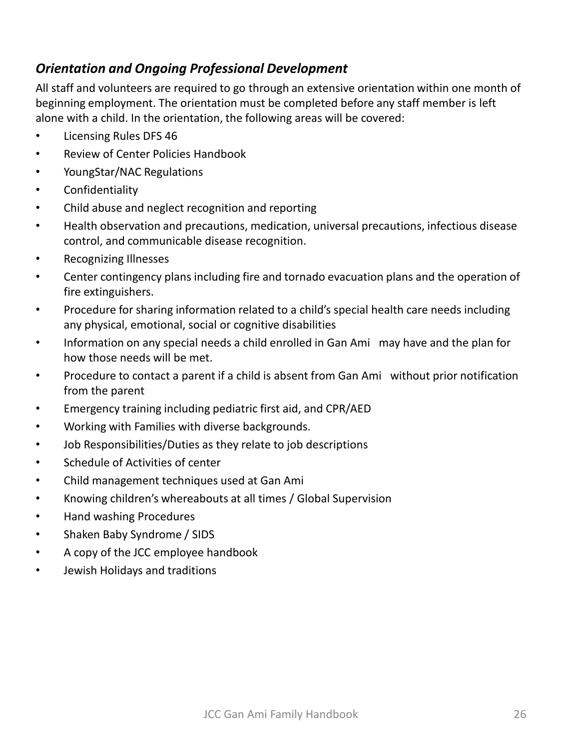### *Orientation and Ongoing Professional Development*

All staff and volunteers are required to go through an extensive orientation within one month of beginning employment. The orientation must be completed before any staff member is left alone with a child. In the orientation, the following areas will be covered:

- Licensing Rules DFS 46
- Review of Center Policies Handbook
- YoungStar/NAC Regulations
- Confidentiality
- Child abuse and neglect recognition and reporting
- Health observation and precautions, medication, universal precautions, infectious disease control, and communicable disease recognition.
- Recognizing Illnesses
- Center contingency plans including fire and tornado evacuation plans and the operation of fire extinguishers.
- Procedure for sharing information related to a child's special health care needs including any physical, emotional, social or cognitive disabilities
- Information on any special needs a child enrolled in Gan Ami may have and the plan for how those needs will be met.
- Procedure to contact a parent if a child is absent from Gan Ami without prior notification from the parent
- Emergency training including pediatric first aid, and CPR/AED
- Working with Families with diverse backgrounds.
- Job Responsibilities/Duties as they relate to job descriptions
- Schedule of Activities of center
- Child management techniques used at Gan Ami
- Knowing children's whereabouts at all times / Global Supervision
- Hand washing Procedures
- Shaken Baby Syndrome / SIDS
- A copy of the JCC employee handbook
- Jewish Holidays and traditions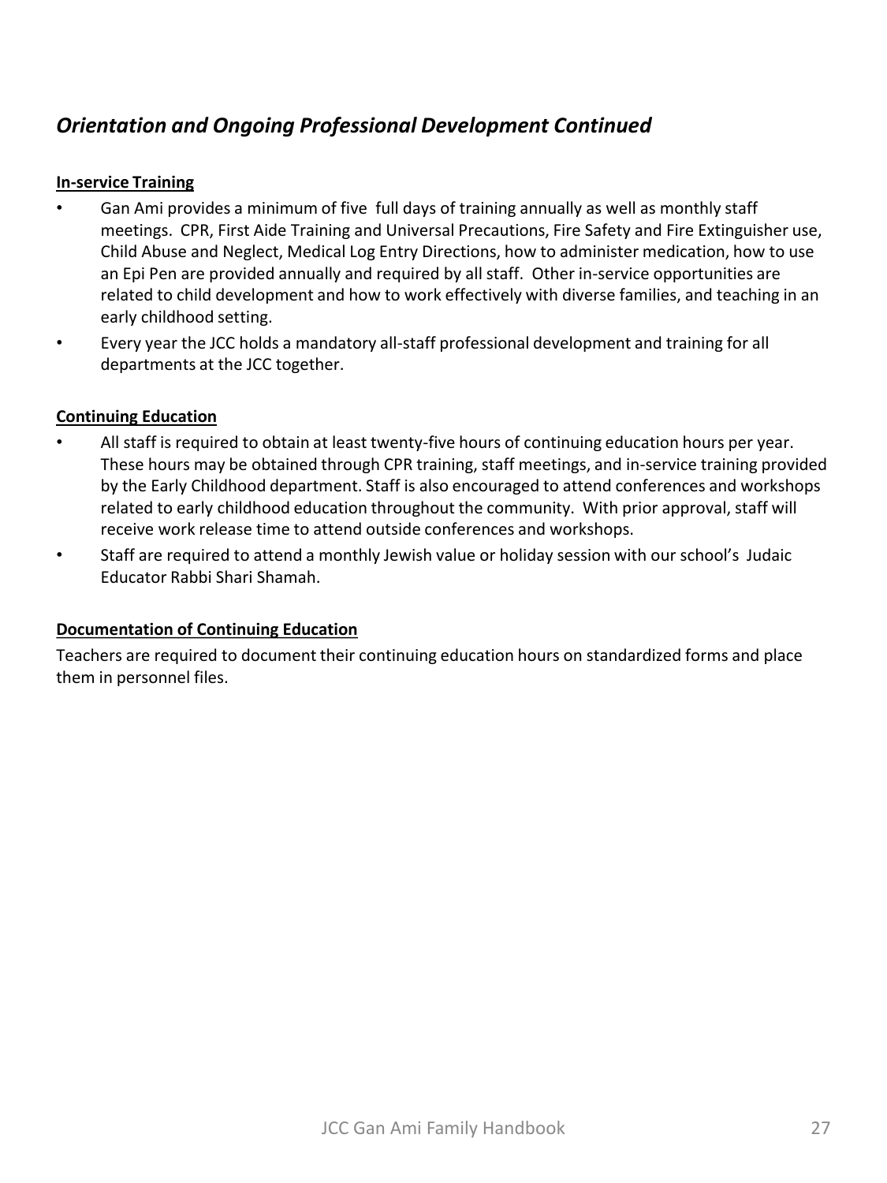## *Orientation and Ongoing Professional Development Continued*

**In-service Training**

- Gan Ami provides a minimum of five full days of training annually as well as monthly staff meetings. CPR, First Aide Training and Universal Precautions, Fire Safety and Fire Extinguisher use, Child Abuse and Neglect, Medical Log Entry Directions, how to administer medication, how to use an Epi Pen are provided annually and required by all staff. Other in-service opportunities are related to child development and how to work effectively with diverse families, and teaching in an early childhood setting.
- Every year the JCC holds a mandatory all-staff professional development and training for all departments at the JCC together.

**Continuing Education**

- All staff is required to obtain at least twenty-five hours of continuing education hours per year. These hours may be obtained through CPR training, staff meetings, and in-service training provided by the Early Childhood department. Staff is also encouraged to attend conferences and workshops related to early childhood education throughout the community. With prior approval, staff will receive work release time to attend outside conferences and workshops.
- Staff are required to attend a monthly Jewish value or holiday session with our school's Judaic Educator Rabbi Shari Shamah.

**Documentation of Continuing Education**

Teachers are required to document their continuing education hours on standardized forms and place them in personnel files.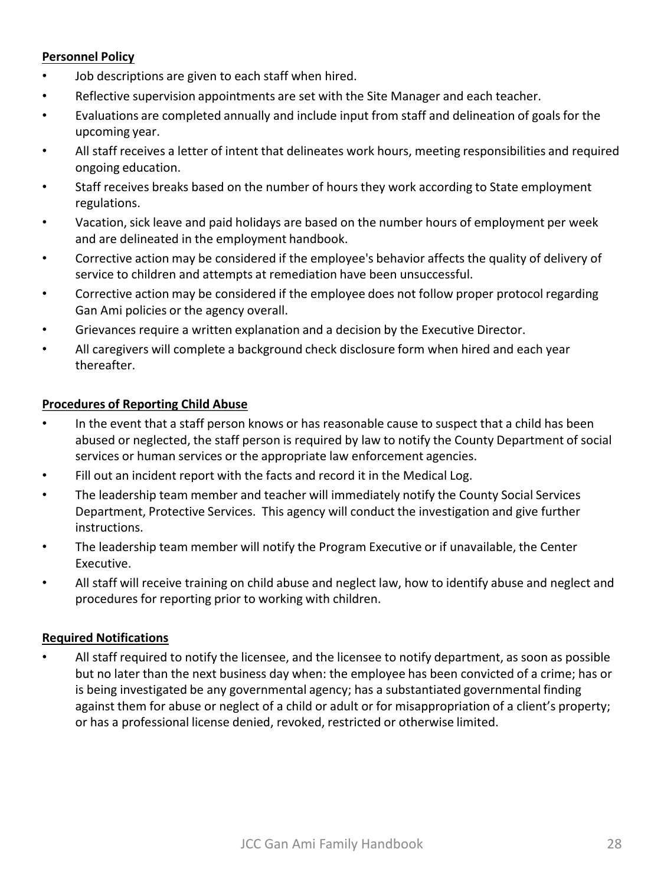**Personnel Policy**

- Job descriptions are given to each staff when hired.
- Reflective supervision appointments are set with the Site Manager and each teacher.
- Evaluations are completed annually and include input from staff and delineation of goals for the upcoming year.
- All staff receives a letter of intent that delineates work hours, meeting responsibilities and required ongoing education.
- Staff receives breaks based on the number of hours they work according to State employment regulations.
- Vacation, sick leave and paid holidays are based on the number hours of employment per week and are delineated in the employment handbook.
- Corrective action may be considered if the employee's behavior affects the quality of delivery of service to children and attempts at remediation have been unsuccessful.
- Corrective action may be considered if the employee does not follow proper protocol regarding Gan Ami policies or the agency overall.
- Grievances require a written explanation and a decision by the Executive Director.
- All caregivers will complete a background check disclosure form when hired and each year thereafter.

**Procedures of Reporting Child Abuse**

- In the event that a staff person knows or has reasonable cause to suspect that a child has been abused or neglected, the staff person is required by law to notify the County Department of social services or human services or the appropriate law enforcement agencies.
- Fill out an incident report with the facts and record it in the Medical Log.
- The leadership team member and teacher will immediately notify the County Social Services Department, Protective Services. This agency will conduct the investigation and give further instructions.
- The leadership team member will notify the Program Executive or if unavailable, the Center Executive.
- All staff will receive training on child abuse and neglect law, how to identify abuse and neglect and procedures for reporting prior to working with children.

**Required Notifications**

- All staff required to notify the licensee, and the licensee to notify department, as soon as possible but no later than the next business day when: the employee has been convicted of a crime; has or is being investigated be any governmental agency; has a substantiated governmental finding against them for abuse or neglect of a child or adult or for misappropriation of a client's property; or has a professional license denied, revoked, restricted or otherwise limited.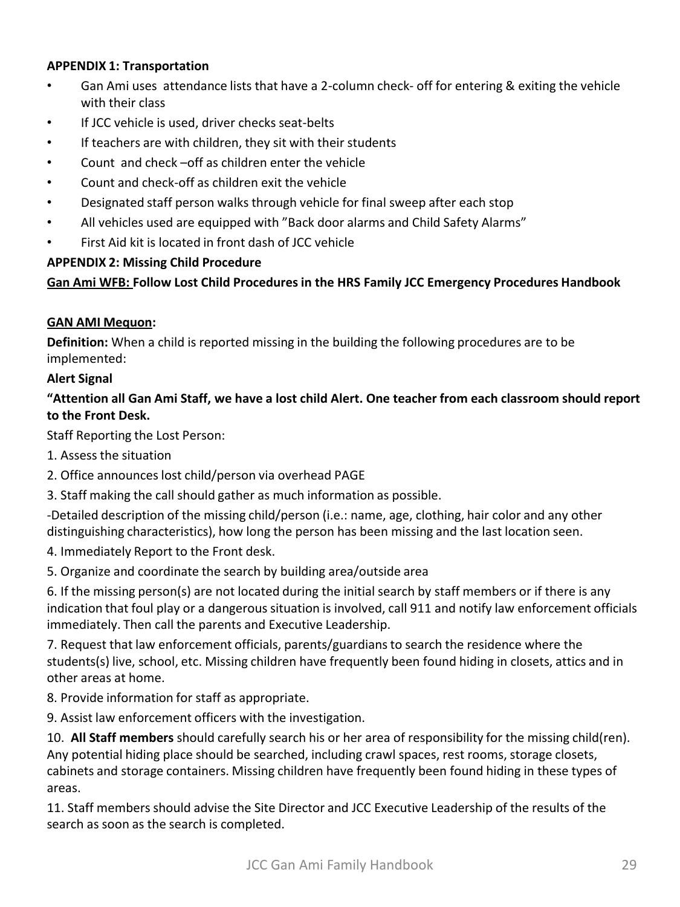**APPENDIX 1: Transportation**

- Gan Ami uses attendance lists that have a 2-column check- off for entering & exiting the vehicle with their class
- If JCC vehicle is used, driver checks seat-belts
- If teachers are with children, they sit with their students
- Count and check –off as children enter the vehicle
- Count and check-off as children exit the vehicle
- Designated staff person walks through vehicle for final sweep after each stop
- All vehicles used are equipped with "Back door alarms and Child Safety Alarms"
- First Aid kit is located in front dash of JCC vehicle

**APPENDIX 2: Missing Child Procedure**

**<u>Gan Ami WFB:</u> Follow Lost Child Procedures in the HRS Family JCC Emergency Procedures Handbook**

**<u>GAN AMI Mequon:</u>**

**Definition:** When a child is reported missing in the building the following procedures are to be implemented:

**Alert Signal**

**"Attention all Gan Ami Staff, we have a lost child Alert. One teacher from each classroom should report to the Front Desk.**

Staff Reporting the Lost Person:

1. Assess the situation
2. Office announces lost child/person via overhead PAGE
3. Staff making the call should gather as much information as possible.

-Detailed description of the missing child/person (i.e.: name, age, clothing, hair color and any other distinguishing characteristics), how long the person has been missing and the last location seen.

4. Immediately Report to the Front desk.
5. Organize and coordinate the search by building area/outside area
6. If the missing person(s) are not located during the initial search by staff members or if there is any indication that foul play or a dangerous situation is involved, call 911 and notify law enforcement officials immediately. Then call the parents and Executive Leadership.
7. Request that law enforcement officials, parents/guardians to search the residence where the students(s) live, school, etc. Missing children have frequently been found hiding in closets, attics and in other areas at home.
8. Provide information for staff as appropriate.
9. Assist law enforcement officers with the investigation.
10. **All Staff members** should carefully search his or her area of responsibility for the missing child(ren). Any potential hiding place should be searched, including crawl spaces, rest rooms, storage closets, cabinets and storage containers. Missing children have frequently been found hiding in these types of areas.
11. Staff members should advise the Site Director and JCC Executive Leadership of the results of the search as soon as the search is completed.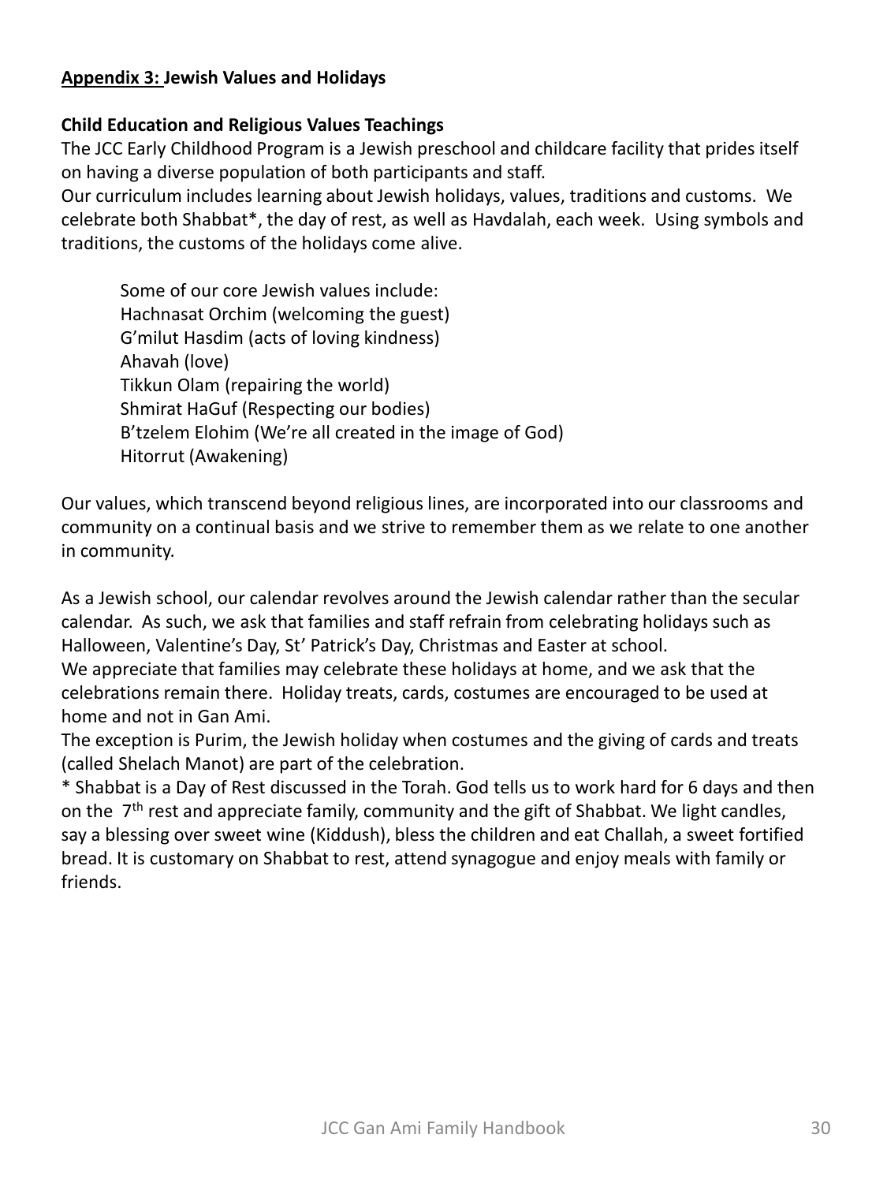**Appendix 3: Jewish Values and Holidays**

**Child Education and Religious Values Teachings**

The JCC Early Childhood Program is a Jewish preschool and childcare facility that prides itself on having a diverse population of both participants and staff.

Our curriculum includes learning about Jewish holidays, values, traditions and customs. We celebrate both Shabbat*, the day of rest, as well as Havdalah, each week. Using symbols and traditions, the customs of the holidays come alive.

> Some of our core Jewish values include:
> Hachnasat Orchim (welcoming the guest)
> G'milut Hasdim (acts of loving kindness)
> Ahavah (love)
> Tikkun Olam (repairing the world)
> Shmirat HaGuf (Respecting our bodies)
> B'tzelem Elohim (We're all created in the image of God)
> Hitorrut (Awakening)

Our values, which transcend beyond religious lines, are incorporated into our classrooms and community on a continual basis and we strive to remember them as we relate to one another in community.

As a Jewish school, our calendar revolves around the Jewish calendar rather than the secular calendar. As such, we ask that families and staff refrain from celebrating holidays such as Halloween, Valentine's Day, St' Patrick's Day, Christmas and Easter at school.

We appreciate that families may celebrate these holidays at home, and we ask that the celebrations remain there. Holiday treats, cards, costumes are encouraged to be used at home and not in Gan Ami.

The exception is Purim, the Jewish holiday when costumes and the giving of cards and treats (called Shelach Manot) are part of the celebration.

* Shabbat is a Day of Rest discussed in the Torah. God tells us to work hard for 6 days and then on the 7th rest and appreciate family, community and the gift of Shabbat. We light candles, say a blessing over sweet wine (Kiddush), bless the children and eat Challah, a sweet fortified bread. It is customary on Shabbat to rest, attend synagogue and enjoy meals with family or friends.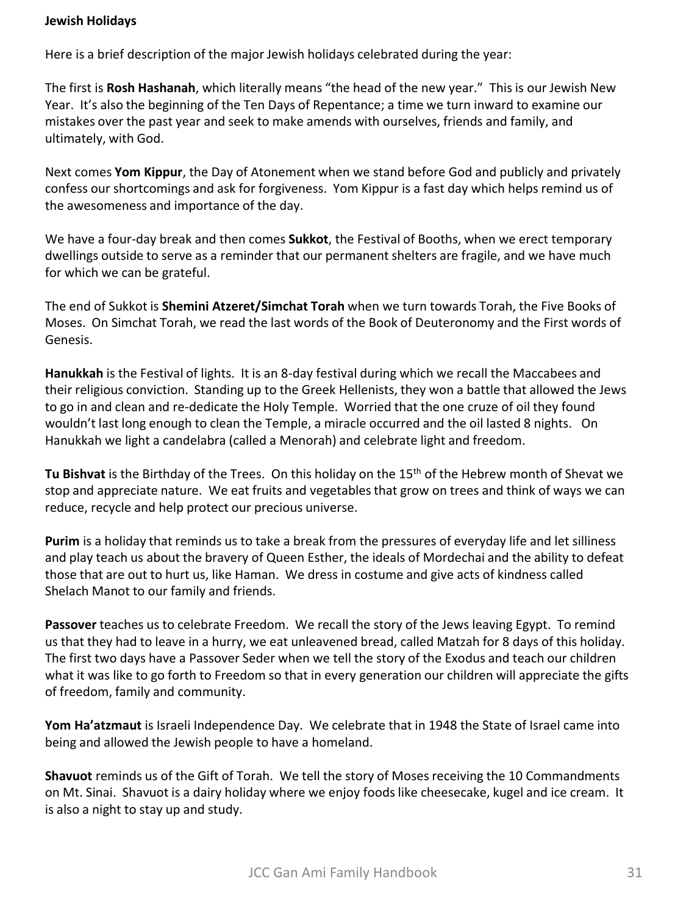**Jewish Holidays**

Here is a brief description of the major Jewish holidays celebrated during the year:

The first is **Rosh Hashanah**, which literally means "the head of the new year." This is our Jewish New Year. It's also the beginning of the Ten Days of Repentance; a time we turn inward to examine our mistakes over the past year and seek to make amends with ourselves, friends and family, and ultimately, with God.

Next comes **Yom Kippur**, the Day of Atonement when we stand before God and publicly and privately confess our shortcomings and ask for forgiveness. Yom Kippur is a fast day which helps remind us of the awesomeness and importance of the day.

We have a four-day break and then comes **Sukkot**, the Festival of Booths, when we erect temporary dwellings outside to serve as a reminder that our permanent shelters are fragile, and we have much for which we can be grateful.

The end of Sukkot is **Shemini Atzeret/Simchat Torah** when we turn towards Torah, the Five Books of Moses. On Simchat Torah, we read the last words of the Book of Deuteronomy and the First words of Genesis.

**Hanukkah** is the Festival of lights. It is an 8-day festival during which we recall the Maccabees and their religious conviction. Standing up to the Greek Hellenists, they won a battle that allowed the Jews to go in and clean and re-dedicate the Holy Temple. Worried that the one cruze of oil they found wouldn't last long enough to clean the Temple, a miracle occurred and the oil lasted 8 nights. On Hanukkah we light a candelabra (called a Menorah) and celebrate light and freedom.

**Tu Bishvat** is the Birthday of the Trees. On this holiday on the 15th of the Hebrew month of Shevat we stop and appreciate nature. We eat fruits and vegetables that grow on trees and think of ways we can reduce, recycle and help protect our precious universe.

**Purim** is a holiday that reminds us to take a break from the pressures of everyday life and let silliness and play teach us about the bravery of Queen Esther, the ideals of Mordechai and the ability to defeat those that are out to hurt us, like Haman. We dress in costume and give acts of kindness called Shelach Manot to our family and friends.

**Passover** teaches us to celebrate Freedom. We recall the story of the Jews leaving Egypt. To remind us that they had to leave in a hurry, we eat unleavened bread, called Matzah for 8 days of this holiday. The first two days have a Passover Seder when we tell the story of the Exodus and teach our children what it was like to go forth to Freedom so that in every generation our children will appreciate the gifts of freedom, family and community.

**Yom Ha'atzmaut** is Israeli Independence Day. We celebrate that in 1948 the State of Israel came into being and allowed the Jewish people to have a homeland.

**Shavuot** reminds us of the Gift of Torah. We tell the story of Moses receiving the 10 Commandments on Mt. Sinai. Shavuot is a dairy holiday where we enjoy foods like cheesecake, kugel and ice cream. It is also a night to stay up and study.